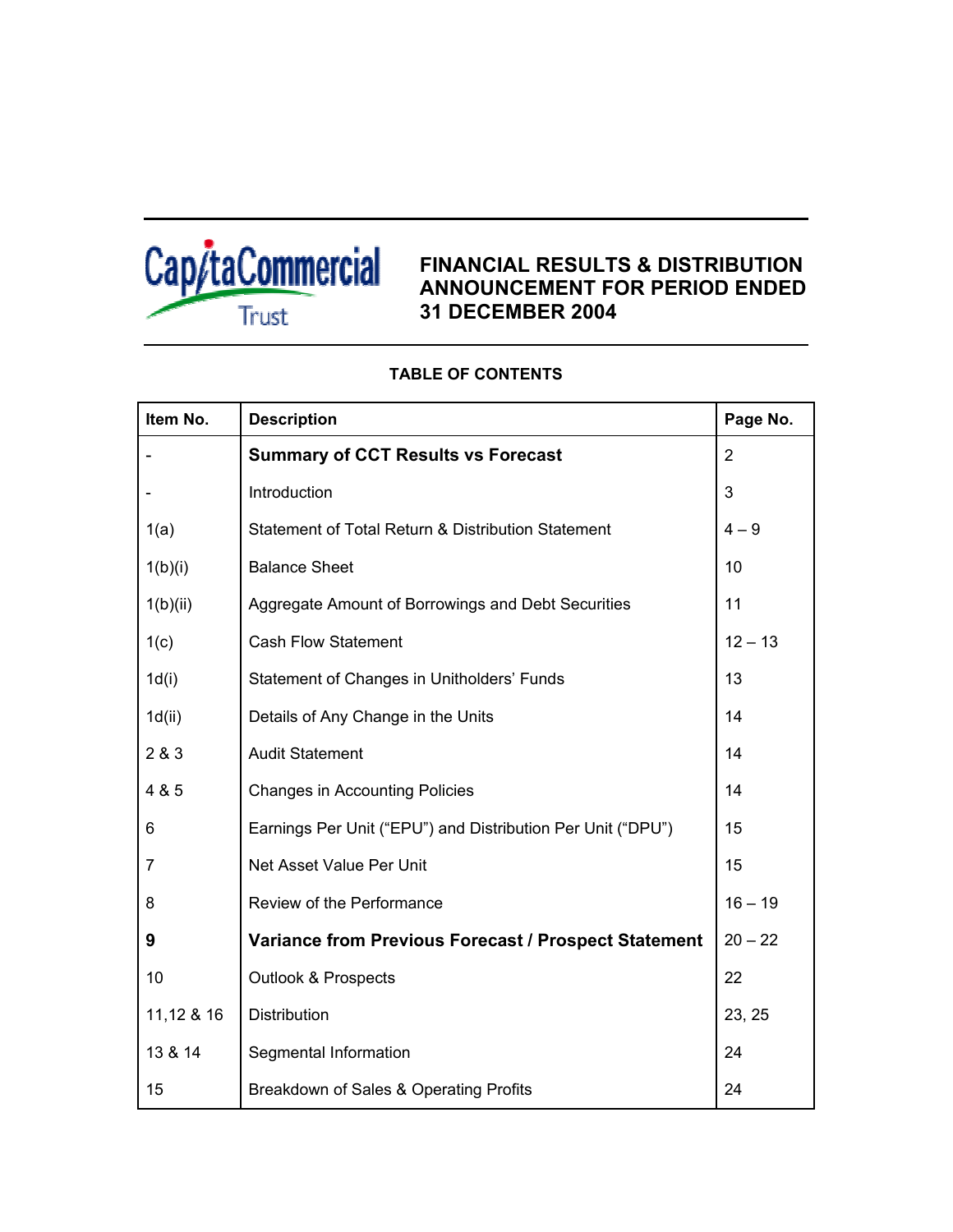CapitaCommercial Trust

# FINANCIAL RESULTS & DISTRIBUTION ANNOUNCEMENT FOR PERIOD ENDED 31 DECEMBER 2004

## TABLE OF CONTENTS

| Item No. | Description | Page No. |
|---|---|---|
| - | **Summary of CCT Results vs Forecast** | 2 |
| - | Introduction | 3 |
| 1(a) | Statement of Total Return & Distribution Statement | 4 – 9 |
| 1(b)(i) | Balance Sheet | 10 |
| 1(b)(ii) | Aggregate Amount of Borrowings and Debt Securities | 11 |
| 1(c) | Cash Flow Statement | 12 – 13 |
| 1d(i) | Statement of Changes in Unitholders' Funds | 13 |
| 1d(ii) | Details of Any Change in the Units | 14 |
| 2 & 3 | Audit Statement | 14 |
| 4 & 5 | Changes in Accounting Policies | 14 |
| 6 | Earnings Per Unit ("EPU") and Distribution Per Unit ("DPU") | 15 |
| 7 | Net Asset Value Per Unit | 15 |
| 8 | Review of the Performance | 16 – 19 |
| **9** | **Variance from Previous Forecast / Prospect Statement** | 20 – 22 |
| 10 | Outlook & Prospects | 22 |
| 11,12 & 16 | Distribution | 23, 25 |
| 13 & 14 | Segmental Information | 24 |
| 15 | Breakdown of Sales & Operating Profits | 24 |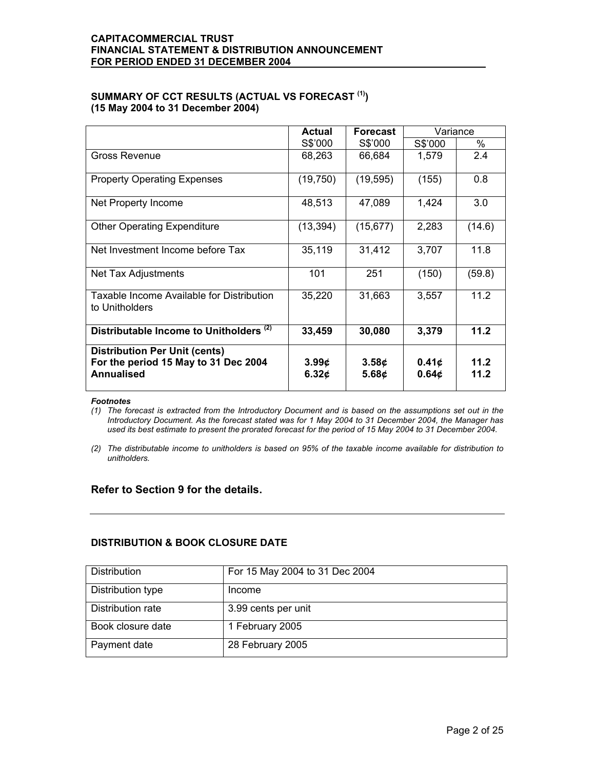**SUMMARY OF CCT RESULTS (ACTUAL VS FORECAST [1])**
**(15 May 2004 to 31 December 2004)**

| | **Actual** | **Forecast** | Variance | |
|---|---|---|---|---|
| | S$'000 | S$'000 | S$'000 | % |
| Gross Revenue | 68,263 | 66,684 | 1,579 | 2.4 |
| Property Operating Expenses | (19,750) | (19,595) | (155) | 0.8 |
| Net Property Income | 48,513 | 47,089 | 1,424 | 3.0 |
| Other Operating Expenditure | (13,394) | (15,677) | 2,283 | (14.6) |
| Net Investment Income before Tax | 35,119 | 31,412 | 3,707 | 11.8 |
| Net Tax Adjustments | 101 | 251 | (150) | (59.8) |
| Taxable Income Available for Distribution to Unitholders | 35,220 | 31,663 | 3,557 | 11.2 |
| **Distributable Income to Unitholders [2]** | **33,459** | **30,080** | **3,379** | **11.2** |
| **Distribution Per Unit (cents)** | | | | |
| **For the period 15 May to 31 Dec 2004** | **3.99¢** | **3.58¢** | **0.41¢** | **11.2** |
| **Annualised** | **6.32¢** | **5.68¢** | **0.64¢** | **11.2** |

***Footnotes***

*(1) The forecast is extracted from the Introductory Document and is based on the assumptions set out in the Introductory Document. As the forecast stated was for 1 May 2004 to 31 December 2004, the Manager has used its best estimate to present the prorated forecast for the period of 15 May 2004 to 31 December 2004.*

*(2) The distributable income to unitholders is based on 95% of the taxable income available for distribution to unitholders.*

## Refer to Section 9 for the details.

---

**DISTRIBUTION & BOOK CLOSURE DATE**

| | |
|---|---|
| Distribution | For 15 May 2004 to 31 Dec 2004 |
| Distribution type | Income |
| Distribution rate | 3.99 cents per unit |
| Book closure date | 1 February 2005 |
| Payment date | 28 February 2005 |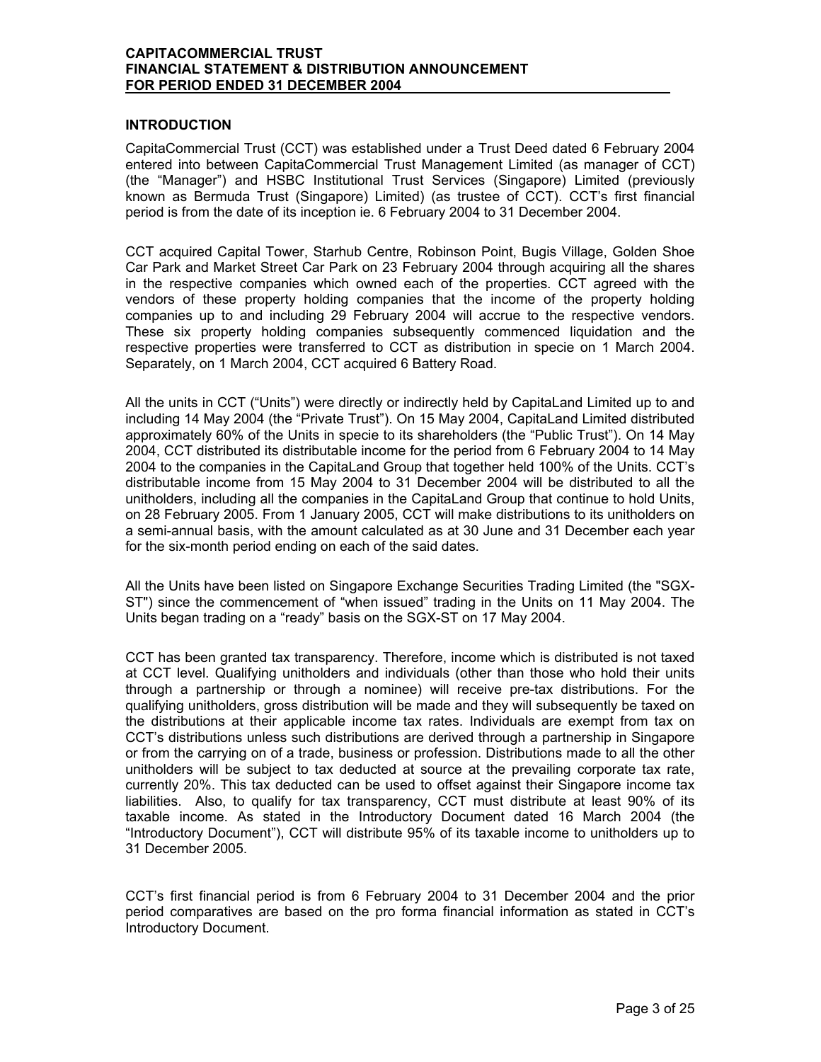## INTRODUCTION

CapitaCommercial Trust (CCT) was established under a Trust Deed dated 6 February 2004 entered into between CapitaCommercial Trust Management Limited (as manager of CCT) (the "Manager") and HSBC Institutional Trust Services (Singapore) Limited (previously known as Bermuda Trust (Singapore) Limited) (as trustee of CCT). CCT's first financial period is from the date of its inception ie. 6 February 2004 to 31 December 2004.

CCT acquired Capital Tower, Starhub Centre, Robinson Point, Bugis Village, Golden Shoe Car Park and Market Street Car Park on 23 February 2004 through acquiring all the shares in the respective companies which owned each of the properties. CCT agreed with the vendors of these property holding companies that the income of the property holding companies up to and including 29 February 2004 will accrue to the respective vendors. These six property holding companies subsequently commenced liquidation and the respective properties were transferred to CCT as distribution in specie on 1 March 2004. Separately, on 1 March 2004, CCT acquired 6 Battery Road.

All the units in CCT ("Units") were directly or indirectly held by CapitaLand Limited up to and including 14 May 2004 (the "Private Trust"). On 15 May 2004, CapitaLand Limited distributed approximately 60% of the Units in specie to its shareholders (the "Public Trust"). On 14 May 2004, CCT distributed its distributable income for the period from 6 February 2004 to 14 May 2004 to the companies in the CapitaLand Group that together held 100% of the Units. CCT's distributable income from 15 May 2004 to 31 December 2004 will be distributed to all the unitholders, including all the companies in the CapitaLand Group that continue to hold Units, on 28 February 2005. From 1 January 2005, CCT will make distributions to its unitholders on a semi-annual basis, with the amount calculated as at 30 June and 31 December each year for the six-month period ending on each of the said dates.

All the Units have been listed on Singapore Exchange Securities Trading Limited (the "SGX-ST") since the commencement of "when issued" trading in the Units on 11 May 2004. The Units began trading on a "ready" basis on the SGX-ST on 17 May 2004.

CCT has been granted tax transparency. Therefore, income which is distributed is not taxed at CCT level. Qualifying unitholders and individuals (other than those who hold their units through a partnership or through a nominee) will receive pre-tax distributions. For the qualifying unitholders, gross distribution will be made and they will subsequently be taxed on the distributions at their applicable income tax rates. Individuals are exempt from tax on CCT's distributions unless such distributions are derived through a partnership in Singapore or from the carrying on of a trade, business or profession. Distributions made to all the other unitholders will be subject to tax deducted at source at the prevailing corporate tax rate, currently 20%. This tax deducted can be used to offset against their Singapore income tax liabilities. Also, to qualify for tax transparency, CCT must distribute at least 90% of its taxable income. As stated in the Introductory Document dated 16 March 2004 (the "Introductory Document"), CCT will distribute 95% of its taxable income to unitholders up to 31 December 2005.

CCT's first financial period is from 6 February 2004 to 31 December 2004 and the prior period comparatives are based on the pro forma financial information as stated in CCT's Introductory Document.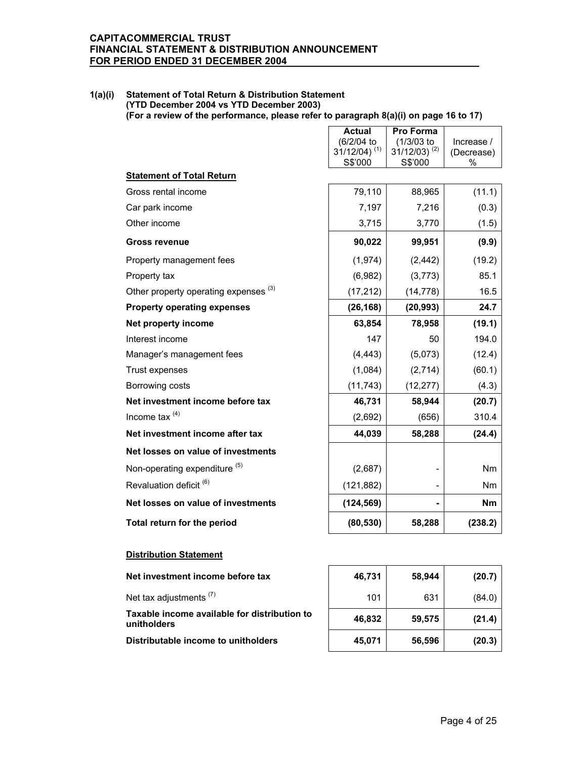**1(a)(i) Statement of Total Return & Distribution Statement**
**(YTD December 2004 vs YTD December 2003)**
**(For a review of the performance, please refer to paragraph 8(a)(i) on page 16 to 17)**

| | Actual (6/2/04 to 31/12/04) [1] S$'000 | Pro Forma (1/3/03 to 31/12/03) [2] S$'000 | Increase / (Decrease) % |
|---|---|---|---|
| **Statement of Total Return** | | | |
| Gross rental income | 79,110 | 88,965 | (11.1) |
| Car park income | 7,197 | 7,216 | (0.3) |
| Other income | 3,715 | 3,770 | (1.5) |
| **Gross revenue** | **90,022** | **99,951** | **(9.9)** |
| Property management fees | (1,974) | (2,442) | (19.2) |
| Property tax | (6,982) | (3,773) | 85.1 |
| Other property operating expenses [3] | (17,212) | (14,778) | 16.5 |
| **Property operating expenses** | **(26,168)** | **(20,993)** | **24.7** |
| **Net property income** | **63,854** | **78,958** | **(19.1)** |
| Interest income | 147 | 50 | 194.0 |
| Manager's management fees | (4,443) | (5,073) | (12.4) |
| Trust expenses | (1,084) | (2,714) | (60.1) |
| Borrowing costs | (11,743) | (12,277) | (4.3) |
| **Net investment income before tax** | **46,731** | **58,944** | **(20.7)** |
| Income tax [4] | (2,692) | (656) | 310.4 |
| **Net investment income after tax** | **44,039** | **58,288** | **(24.4)** |
| **Net losses on value of investments** | | | |
| Non-operating expenditure [5] | (2,687) | - | Nm |
| Revaluation deficit [6] | (121,882) | - | Nm |
| **Net losses on value of investments** | **(124,569)** | **-** | **Nm** |
| **Total return for the period** | **(80,530)** | **58,288** | **(238.2)** |

**Distribution Statement**

| | Actual (6/2/04 to 31/12/04) [1] S$'000 | Pro Forma (1/3/03 to 31/12/03) [2] S$'000 | Increase / (Decrease) % |
|---|---|---|---|
| **Net investment income before tax** | **46,731** | **58,944** | **(20.7)** |
| Net tax adjustments [7] | 101 | 631 | (84.0) |
| **Taxable income available for distribution to unitholders** | **46,832** | **59,575** | **(21.4)** |
| **Distributable income to unitholders** | **45,071** | **56,596** | **(20.3)** |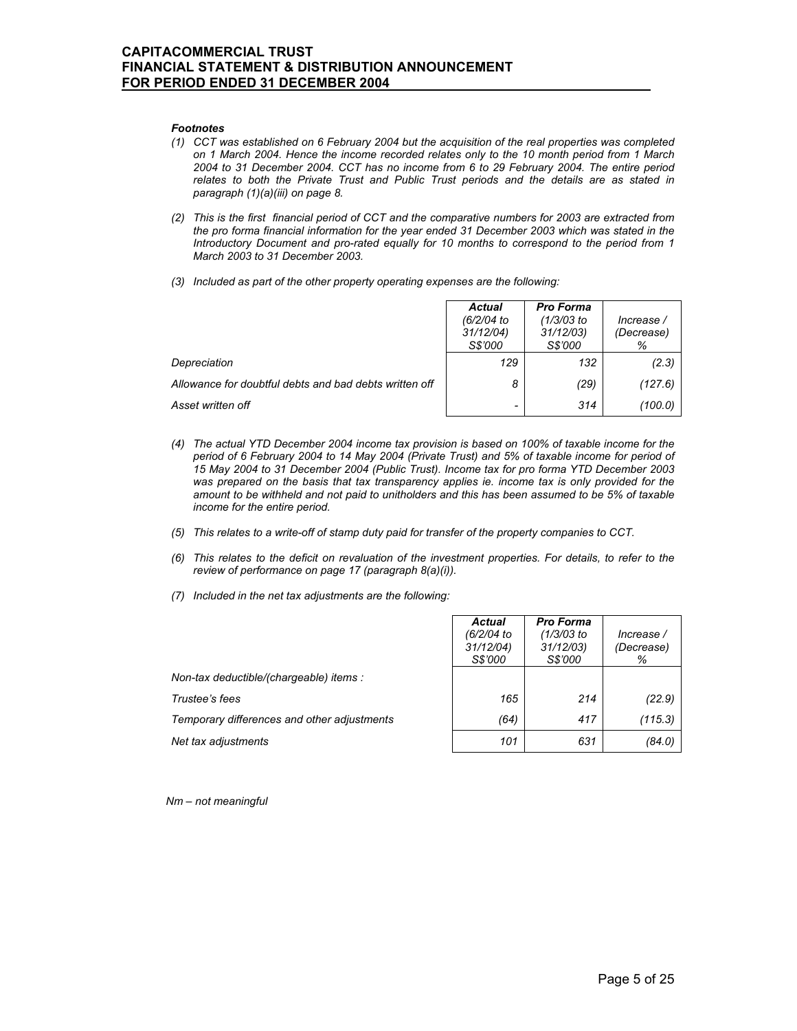***Footnotes***

*(1) CCT was established on 6 February 2004 but the acquisition of the real properties was completed on 1 March 2004. Hence the income recorded relates only to the 10 month period from 1 March 2004 to 31 December 2004. CCT has no income from 6 to 29 February 2004. The entire period relates to both the Private Trust and Public Trust periods and the details are as stated in paragraph (1)(a)(iii) on page 8.*

*(2) This is the first financial period of CCT and the comparative numbers for 2003 are extracted from the pro forma financial information for the year ended 31 December 2003 which was stated in the Introductory Document and pro-rated equally for 10 months to correspond to the period from 1 March 2003 to 31 December 2003.*

*(3) Included as part of the other property operating expenses are the following:*

| | ***Actual*** *(6/2/04 to 31/12/04) S$'000* | ***Pro Forma*** *(1/3/03 to 31/12/03) S$'000* | *Increase / (Decrease) %* |
|---|---|---|---|
| *Depreciation* | *129* | *132* | *(2.3)* |
| *Allowance for doubtful debts and bad debts written off* | *8* | *(29)* | *(127.6)* |
| *Asset written off* | *-* | *314* | *(100.0)* |

*(4) The actual YTD December 2004 income tax provision is based on 100% of taxable income for the period of 6 February 2004 to 14 May 2004 (Private Trust) and 5% of taxable income for period of 15 May 2004 to 31 December 2004 (Public Trust). Income tax for pro forma YTD December 2003 was prepared on the basis that tax transparency applies ie. income tax is only provided for the amount to be withheld and not paid to unitholders and this has been assumed to be 5% of taxable income for the entire period.*

*(5) This relates to a write-off of stamp duty paid for transfer of the property companies to CCT.*

*(6) This relates to the deficit on revaluation of the investment properties. For details, to refer to the review of performance on page 17 (paragraph 8(a)(i)).*

*(7) Included in the net tax adjustments are the following:*

| | ***Actual*** *(6/2/04 to 31/12/04) S$'000* | ***Pro Forma*** *(1/3/03 to 31/12/03) S$'000* | *Increase / (Decrease) %* |
|---|---|---|---|
| *Non-tax deductible/(chargeable) items :* | | | |
| *Trustee's fees* | *165* | *214* | *(22.9)* |
| *Temporary differences and other adjustments* | *(64)* | *417* | *(115.3)* |
| *Net tax adjustments* | *101* | *631* | *(84.0)* |

*Nm – not meaningful*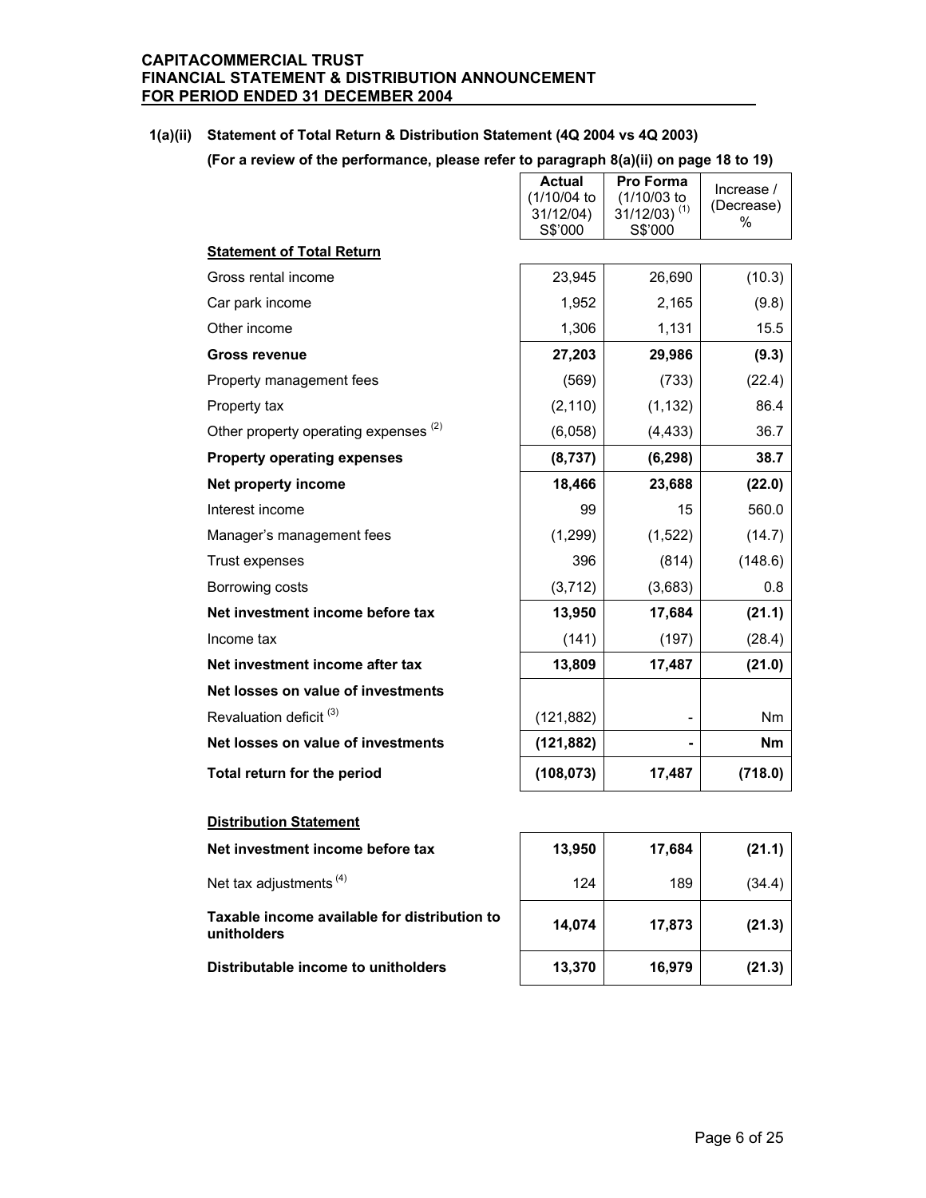**CAPITACOMMERCIAL TRUST**
**FINANCIAL STATEMENT & DISTRIBUTION ANNOUNCEMENT**
**FOR PERIOD ENDED 31 DECEMBER 2004**

### 1(a)(ii) Statement of Total Return & Distribution Statement (4Q 2004 vs 4Q 2003)

**(For a review of the performance, please refer to paragraph 8(a)(ii) on page 18 to 19)**

| | **Actual** (1/10/04 to 31/12/04) S$'000 | **Pro Forma** (1/10/03 to 31/12/03) [1] S$'000 | Increase / (Decrease) % |
|---|---|---|---|
| **Statement of Total Return** | | | |
| Gross rental income | 23,945 | 26,690 | (10.3) |
| Car park income | 1,952 | 2,165 | (9.8) |
| Other income | 1,306 | 1,131 | 15.5 |
| **Gross revenue** | **27,203** | **29,986** | **(9.3)** |
| Property management fees | (569) | (733) | (22.4) |
| Property tax | (2,110) | (1,132) | 86.4 |
| Other property operating expenses [2] | (6,058) | (4,433) | 36.7 |
| **Property operating expenses** | **(8,737)** | **(6,298)** | **38.7** |
| **Net property income** | **18,466** | **23,688** | **(22.0)** |
| Interest income | 99 | 15 | 560.0 |
| Manager's management fees | (1,299) | (1,522) | (14.7) |
| Trust expenses | 396 | (814) | (148.6) |
| Borrowing costs | (3,712) | (3,683) | 0.8 |
| **Net investment income before tax** | **13,950** | **17,684** | **(21.1)** |
| Income tax | (141) | (197) | (28.4) |
| **Net investment income after tax** | **13,809** | **17,487** | **(21.0)** |
| **Net losses on value of investments** | | | |
| Revaluation deficit [3] | (121,882) | - | Nm |
| **Net losses on value of investments** | **(121,882)** | **-** | **Nm** |
| **Total return for the period** | **(108,073)** | **17,487** | **(718.0)** |

**Distribution Statement**

| | **Actual** (1/10/04 to 31/12/04) S$'000 | **Pro Forma** (1/10/03 to 31/12/03) [1] S$'000 | Increase / (Decrease) % |
|---|---|---|---|
| **Net investment income before tax** | **13,950** | **17,684** | **(21.1)** |
| Net tax adjustments [4] | 124 | 189 | (34.4) |
| **Taxable income available for distribution to unitholders** | **14,074** | **17,873** | **(21.3)** |
| **Distributable income to unitholders** | **13,370** | **16,979** | **(21.3)** |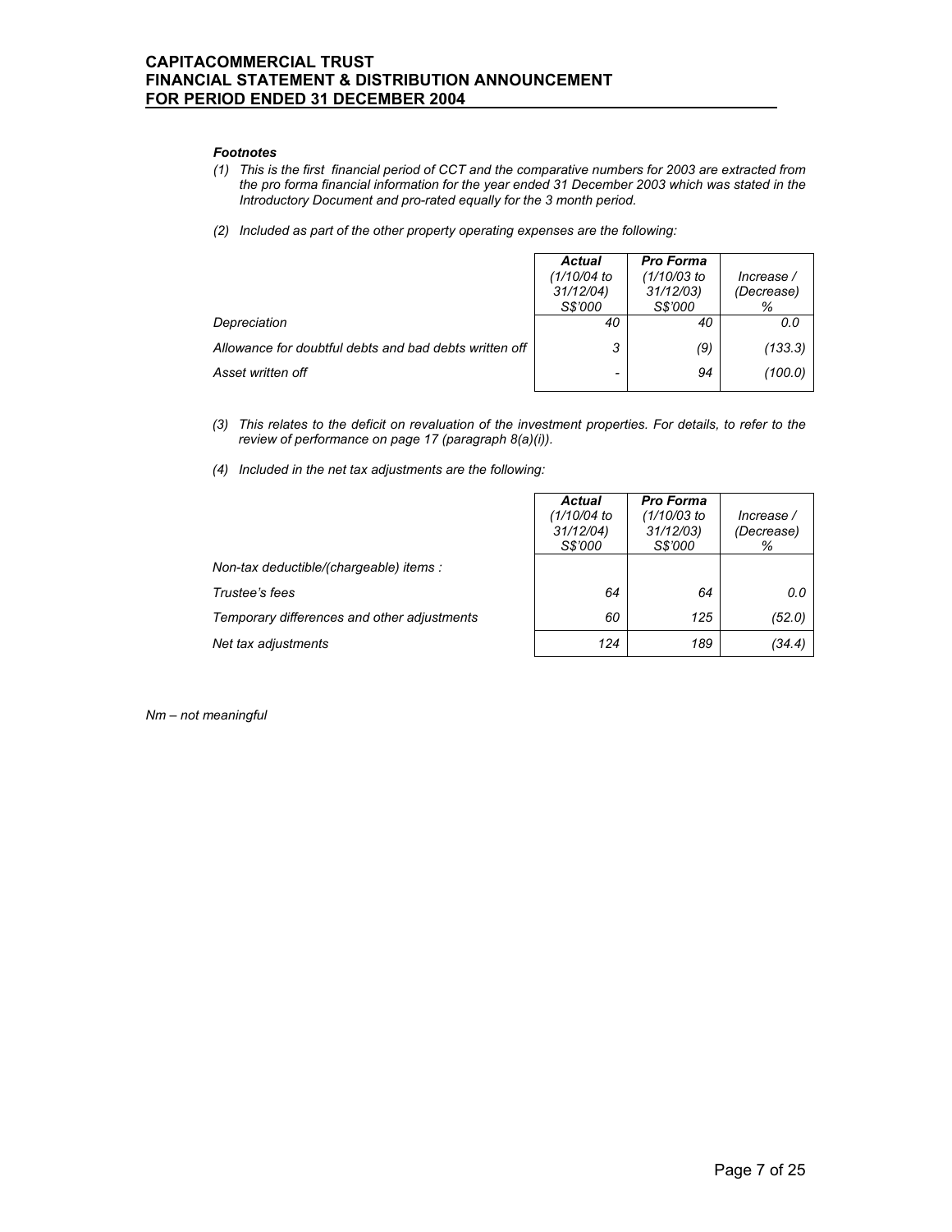***Footnotes***

*(1) This is the first financial period of CCT and the comparative numbers for 2003 are extracted from the pro forma financial information for the year ended 31 December 2003 which was stated in the Introductory Document and pro-rated equally for the 3 month period.*

*(2) Included as part of the other property operating expenses are the following:*

| | ***Actual*** *(1/10/04 to 31/12/04) S$'000* | ***Pro Forma*** *(1/10/03 to 31/12/03) S$'000* | *Increase / (Decrease) %* |
|---|---|---|---|
| *Depreciation* | *40* | *40* | *0.0* |
| *Allowance for doubtful debts and bad debts written off* | *3* | *(9)* | *(133.3)* |
| *Asset written off* | *-* | *94* | *(100.0)* |

*(3) This relates to the deficit on revaluation of the investment properties. For details, to refer to the review of performance on page 17 (paragraph 8(a)(i)).*

*(4) Included in the net tax adjustments are the following:*

| | ***Actual*** *(1/10/04 to 31/12/04) S$'000* | ***Pro Forma*** *(1/10/03 to 31/12/03) S$'000* | *Increase / (Decrease) %* |
|---|---|---|---|
| *Non-tax deductible/(chargeable) items :* | | | |
| *Trustee's fees* | *64* | *64* | *0.0* |
| *Temporary differences and other adjustments* | *60* | *125* | *(52.0)* |
| *Net tax adjustments* | *124* | *189* | *(34.4)* |

*Nm – not meaningful*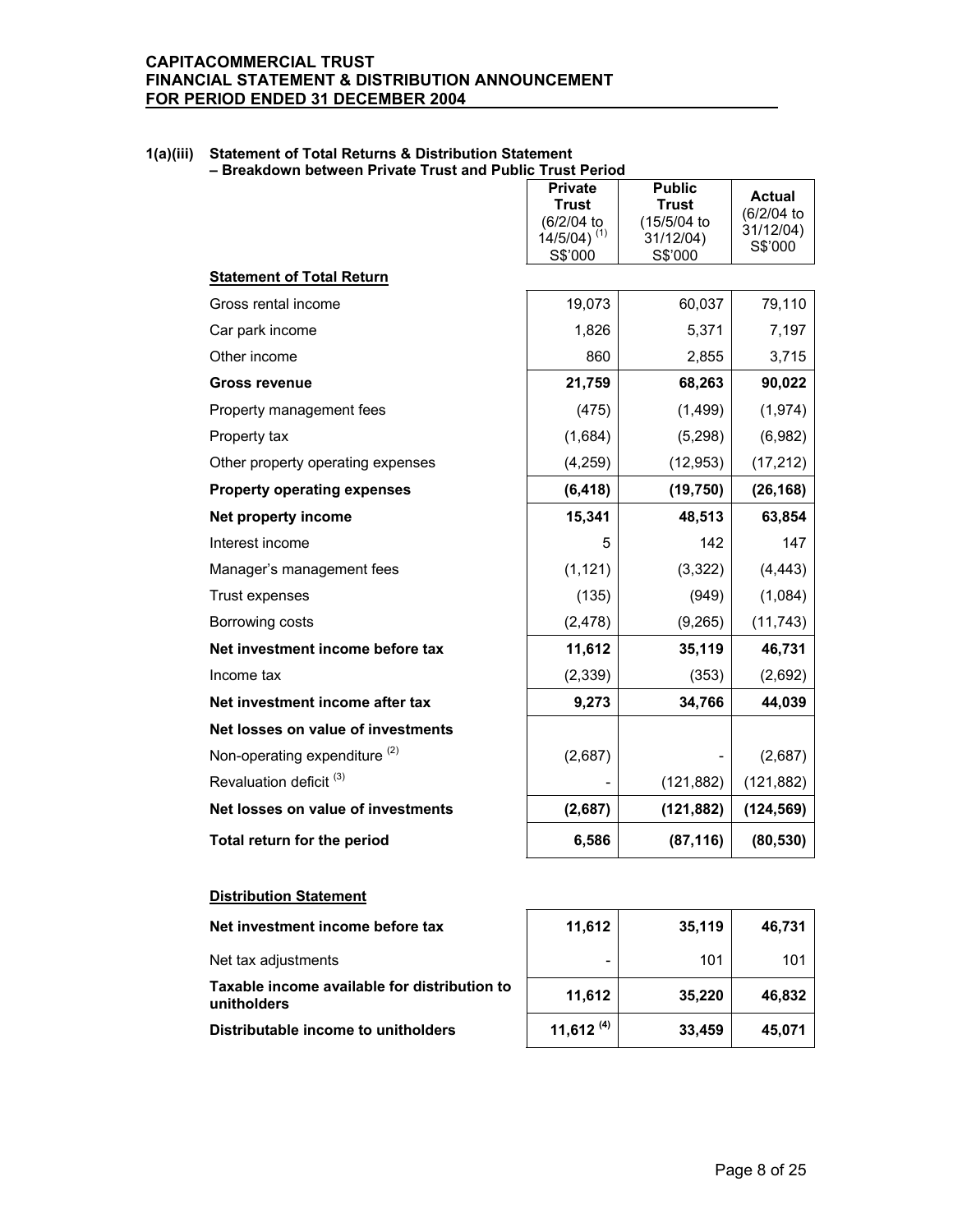### 1(a)(iii) Statement of Total Returns & Distribution Statement – Breakdown between Private Trust and Public Trust Period

| | Private Trust (6/2/04 to 14/5/04) [(1)] S$'000 | Public Trust (15/5/04 to 31/12/04) S$'000 | Actual (6/2/04 to 31/12/04) S$'000 |
|---|---|---|---|
| **Statement of Total Return** | | | |
| Gross rental income | 19,073 | 60,037 | 79,110 |
| Car park income | 1,826 | 5,371 | 7,197 |
| Other income | 860 | 2,855 | 3,715 |
| **Gross revenue** | **21,759** | **68,263** | **90,022** |
| Property management fees | (475) | (1,499) | (1,974) |
| Property tax | (1,684) | (5,298) | (6,982) |
| Other property operating expenses | (4,259) | (12,953) | (17,212) |
| **Property operating expenses** | **(6,418)** | **(19,750)** | **(26,168)** |
| **Net property income** | **15,341** | **48,513** | **63,854** |
| Interest income | 5 | 142 | 147 |
| Manager's management fees | (1,121) | (3,322) | (4,443) |
| Trust expenses | (135) | (949) | (1,084) |
| Borrowing costs | (2,478) | (9,265) | (11,743) |
| **Net investment income before tax** | **11,612** | **35,119** | **46,731** |
| Income tax | (2,339) | (353) | (2,692) |
| **Net investment income after tax** | **9,273** | **34,766** | **44,039** |
| **Net losses on value of investments** | | | |
| Non-operating expenditure [(2)] | (2,687) | - | (2,687) |
| Revaluation deficit [(3)] | - | (121,882) | (121,882) |
| **Net losses on value of investments** | **(2,687)** | **(121,882)** | **(124,569)** |
| **Total return for the period** | **6,586** | **(87,116)** | **(80,530)** |
| **Distribution Statement** | | | |
| **Net investment income before tax** | **11,612** | **35,119** | **46,731** |
| Net tax adjustments | - | 101 | 101 |
| **Taxable income available for distribution to unitholders** | **11,612** | **35,220** | **46,832** |
| **Distributable income to unitholders** | **11,612 [(4)]** | **33,459** | **45,071** |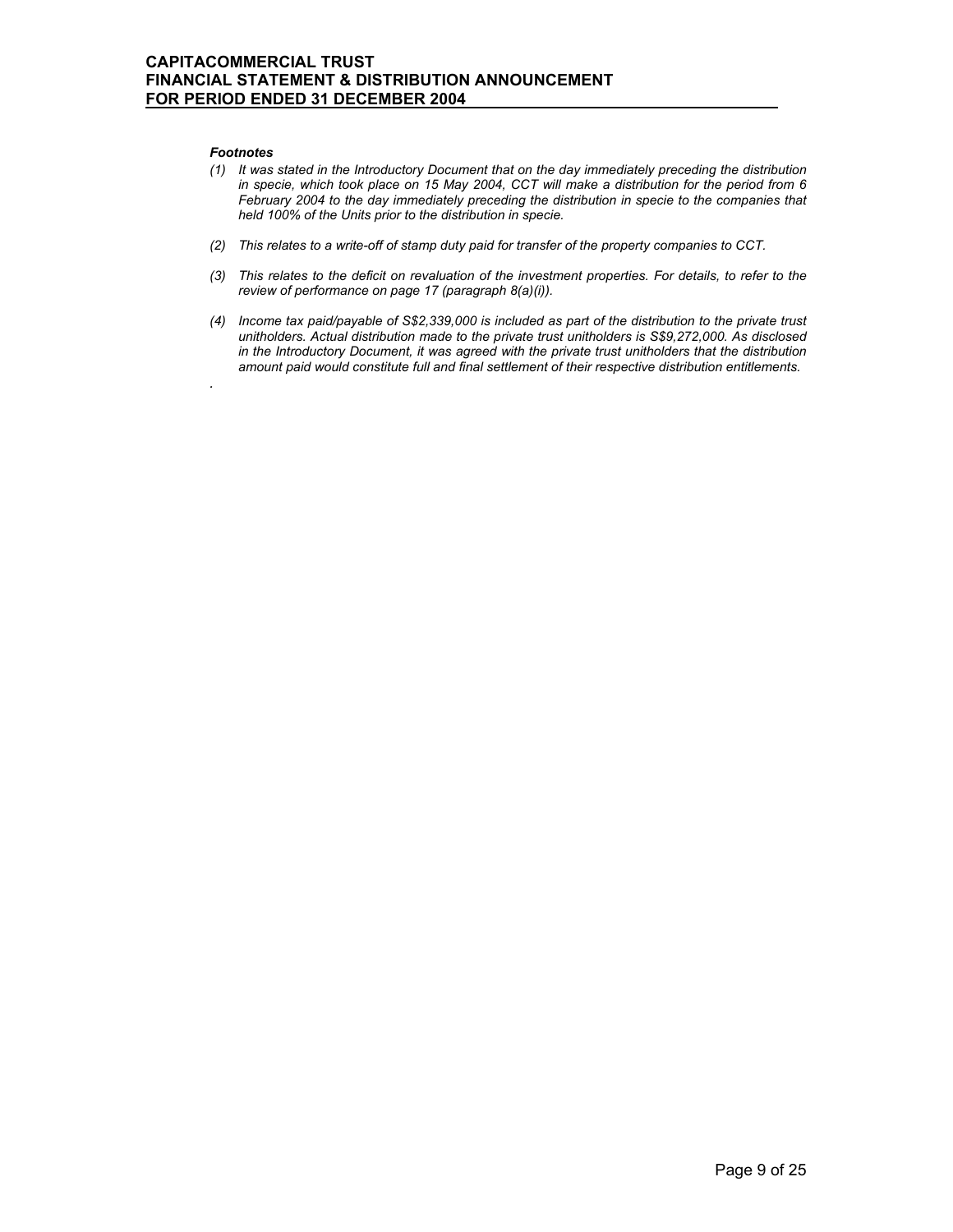***Footnotes***

*(1) It was stated in the Introductory Document that on the day immediately preceding the distribution in specie, which took place on 15 May 2004, CCT will make a distribution for the period from 6 February 2004 to the day immediately preceding the distribution in specie to the companies that held 100% of the Units prior to the distribution in specie.*

*(2) This relates to a write-off of stamp duty paid for transfer of the property companies to CCT.*

*(3) This relates to the deficit on revaluation of the investment properties. For details, to refer to the review of performance on page 17 (paragraph 8(a)(i)).*

*(4) Income tax paid/payable of S$2,339,000 is included as part of the distribution to the private trust unitholders. Actual distribution made to the private trust unitholders is S$9,272,000. As disclosed in the Introductory Document, it was agreed with the private trust unitholders that the distribution amount paid would constitute full and final settlement of their respective distribution entitlements.*

.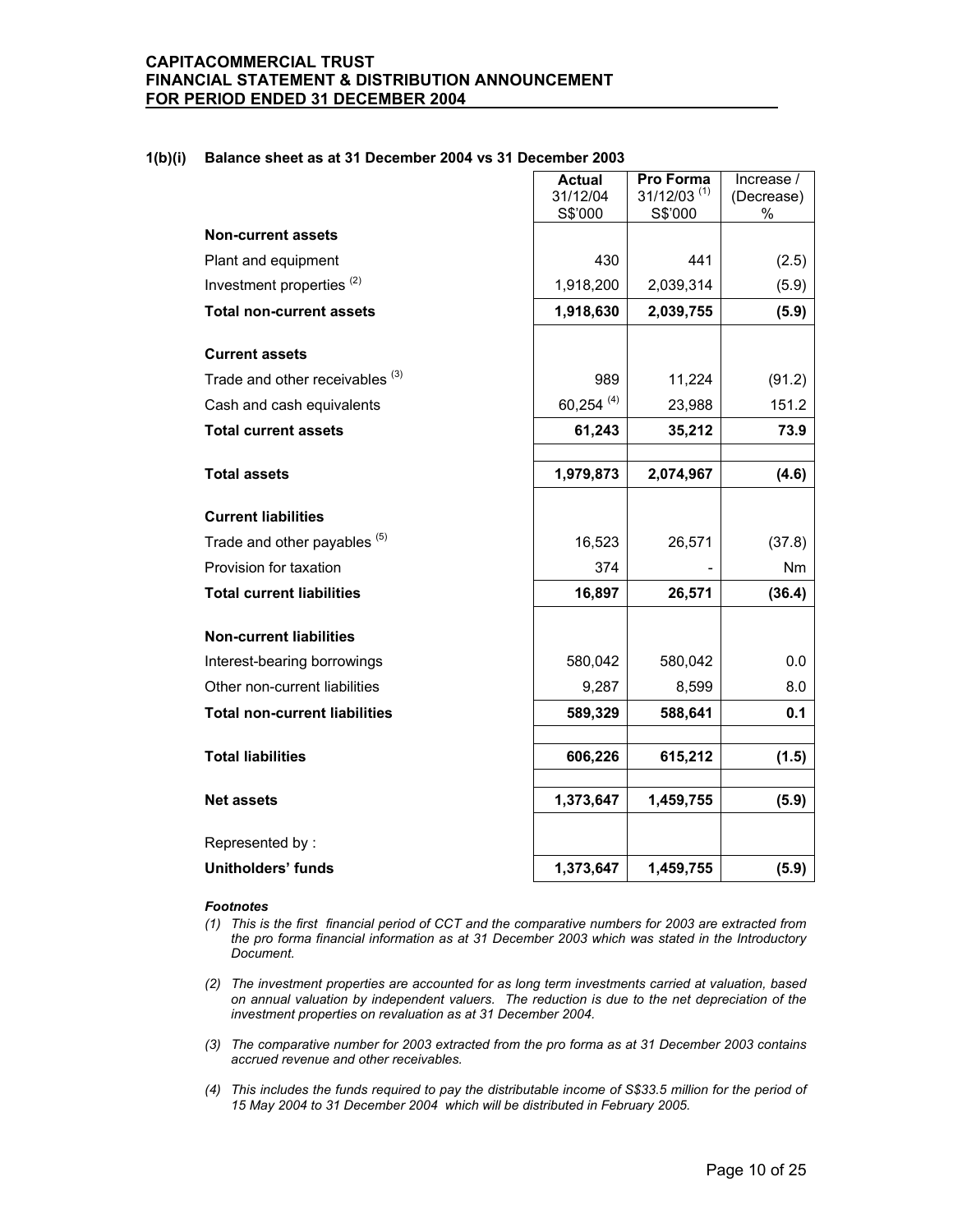**1(b)(i) Balance sheet as at 31 December 2004 vs 31 December 2003**

| | Actual 31/12/04 S$'000 | Pro Forma 31/12/03 [1] S$'000 | Increase / (Decrease) % |
|---|---|---|---|
| **Non-current assets** | | | |
| Plant and equipment | 430 | 441 | (2.5) |
| Investment properties [2] | 1,918,200 | 2,039,314 | (5.9) |
| **Total non-current assets** | **1,918,630** | **2,039,755** | **(5.9)** |
| **Current assets** | | | |
| Trade and other receivables [3] | 989 | 11,224 | (91.2) |
| Cash and cash equivalents | 60,254 [4] | 23,988 | 151.2 |
| **Total current assets** | **61,243** | **35,212** | **73.9** |
| **Total assets** | **1,979,873** | **2,074,967** | **(4.6)** |
| **Current liabilities** | | | |
| Trade and other payables [5] | 16,523 | 26,571 | (37.8) |
| Provision for taxation | 374 | - | Nm |
| **Total current liabilities** | **16,897** | **26,571** | **(36.4)** |
| **Non-current liabilities** | | | |
| Interest-bearing borrowings | 580,042 | 580,042 | 0.0 |
| Other non-current liabilities | 9,287 | 8,599 | 8.0 |
| **Total non-current liabilities** | **589,329** | **588,641** | **0.1** |
| **Total liabilities** | **606,226** | **615,212** | **(1.5)** |
| **Net assets** | **1,373,647** | **1,459,755** | **(5.9)** |
| Represented by : | | | |
| **Unitholders' funds** | **1,373,647** | **1,459,755** | **(5.9)** |

***Footnotes***

*(1) This is the first financial period of CCT and the comparative numbers for 2003 are extracted from the pro forma financial information as at 31 December 2003 which was stated in the Introductory Document.*

*(2) The investment properties are accounted for as long term investments carried at valuation, based on annual valuation by independent valuers. The reduction is due to the net depreciation of the investment properties on revaluation as at 31 December 2004.*

*(3) The comparative number for 2003 extracted from the pro forma as at 31 December 2003 contains accrued revenue and other receivables.*

*(4) This includes the funds required to pay the distributable income of S$33.5 million for the period of 15 May 2004 to 31 December 2004 which will be distributed in February 2005.*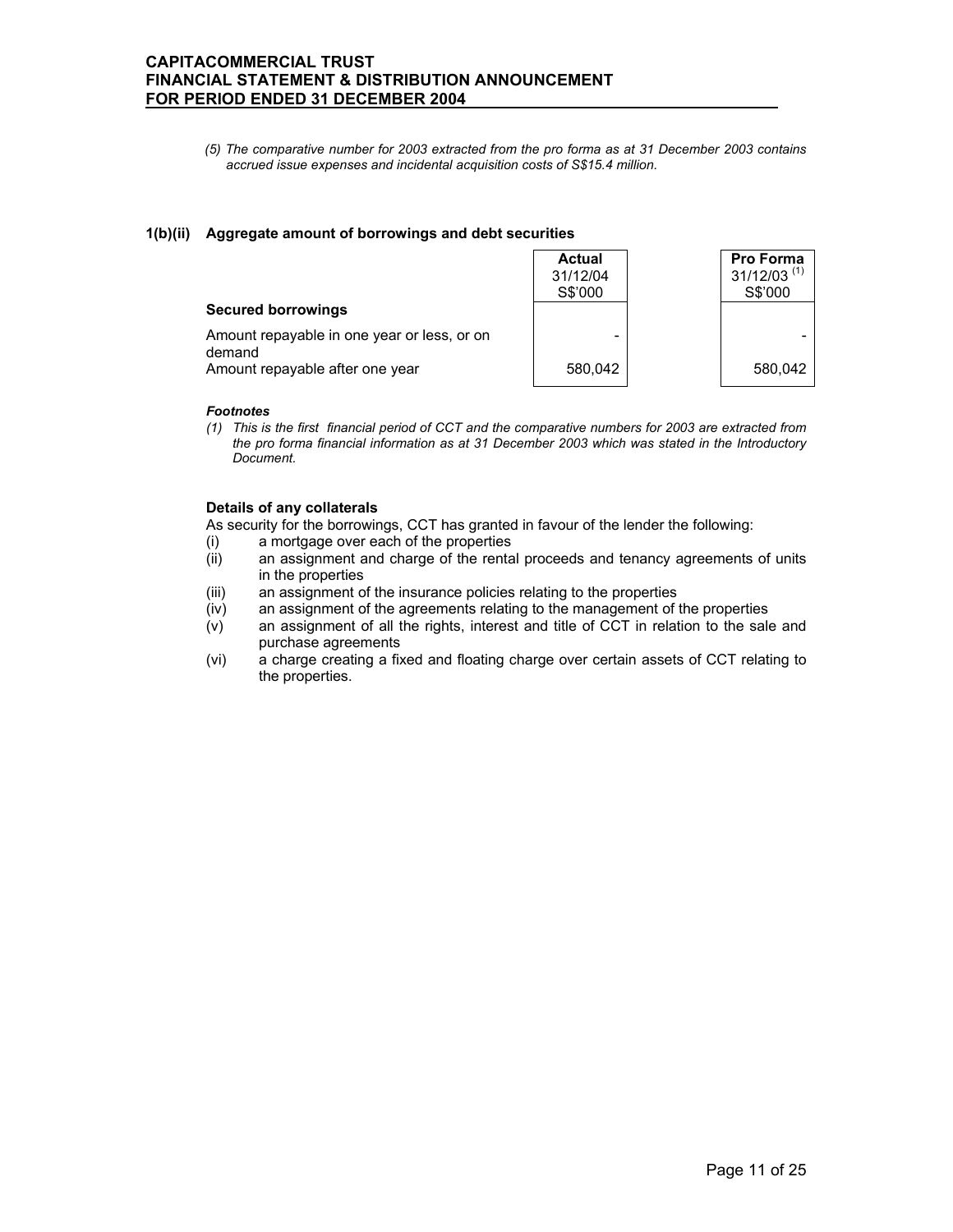*(5) The comparative number for 2003 extracted from the pro forma as at 31 December 2003 contains accrued issue expenses and incidental acquisition costs of S$15.4 million.*

### 1(b)(ii) Aggregate amount of borrowings and debt securities

| | Actual 31/12/04 S$'000 | Pro Forma 31/12/03 [(1)] S$'000 |
|---|---|---|
| **Secured borrowings** | | |
| Amount repayable in one year or less, or on demand | - | - |
| Amount repayable after one year | 580,042 | 580,042 |

***Footnotes***

*(1) This is the first financial period of CCT and the comparative numbers for 2003 are extracted from the pro forma financial information as at 31 December 2003 which was stated in the Introductory Document.*

**Details of any collaterals**

As security for the borrowings, CCT has granted in favour of the lender the following:

(i) a mortgage over each of the properties
(ii) an assignment and charge of the rental proceeds and tenancy agreements of units in the properties
(iii) an assignment of the insurance policies relating to the properties
(iv) an assignment of the agreements relating to the management of the properties
(v) an assignment of all the rights, interest and title of CCT in relation to the sale and purchase agreements
(vi) a charge creating a fixed and floating charge over certain assets of CCT relating to the properties.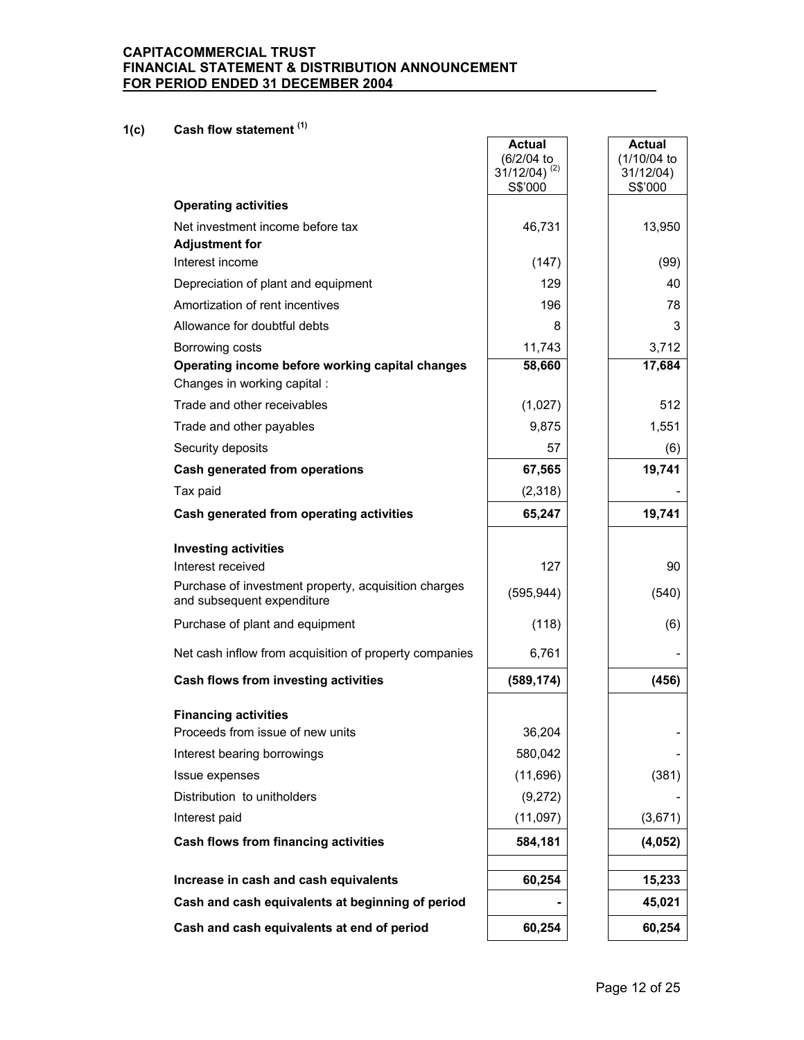**CAPITACOMMERCIAL TRUST**
**FINANCIAL STATEMENT & DISTRIBUTION ANNOUNCEMENT**
**FOR PERIOD ENDED 31 DECEMBER 2004**

### 1(c) Cash flow statement [1]

| | Actual (6/2/04 to 31/12/04) [2] S$'000 | Actual (1/10/04 to 31/12/04) S$'000 |
|---|---|---|
| **Operating activities** | | |
| Net investment income before tax | 46,731 | 13,950 |
| **Adjustment for** | | |
| Interest income | (147) | (99) |
| Depreciation of plant and equipment | 129 | 40 |
| Amortization of rent incentives | 196 | 78 |
| Allowance for doubtful debts | 8 | 3 |
| Borrowing costs | 11,743 | 3,712 |
| **Operating income before working capital changes** | **58,660** | **17,684** |
| Changes in working capital : | | |
| Trade and other receivables | (1,027) | 512 |
| Trade and other payables | 9,875 | 1,551 |
| Security deposits | 57 | (6) |
| **Cash generated from operations** | **67,565** | **19,741** |
| Tax paid | (2,318) | - |
| **Cash generated from operating activities** | **65,247** | **19,741** |
| **Investing activities** | | |
| Interest received | 127 | 90 |
| Purchase of investment property, acquisition charges and subsequent expenditure | (595,944) | (540) |
| Purchase of plant and equipment | (118) | (6) |
| Net cash inflow from acquisition of property companies | 6,761 | - |
| **Cash flows from investing activities** | **(589,174)** | **(456)** |
| **Financing activities** | | |
| Proceeds from issue of new units | 36,204 | - |
| Interest bearing borrowings | 580,042 | - |
| Issue expenses | (11,696) | (381) |
| Distribution to unitholders | (9,272) | - |
| Interest paid | (11,097) | (3,671) |
| **Cash flows from financing activities** | **584,181** | **(4,052)** |
| **Increase in cash and cash equivalents** | **60,254** | **15,233** |
| **Cash and cash equivalents at beginning of period** | **-** | **45,021** |
| **Cash and cash equivalents at end of period** | **60,254** | **60,254** |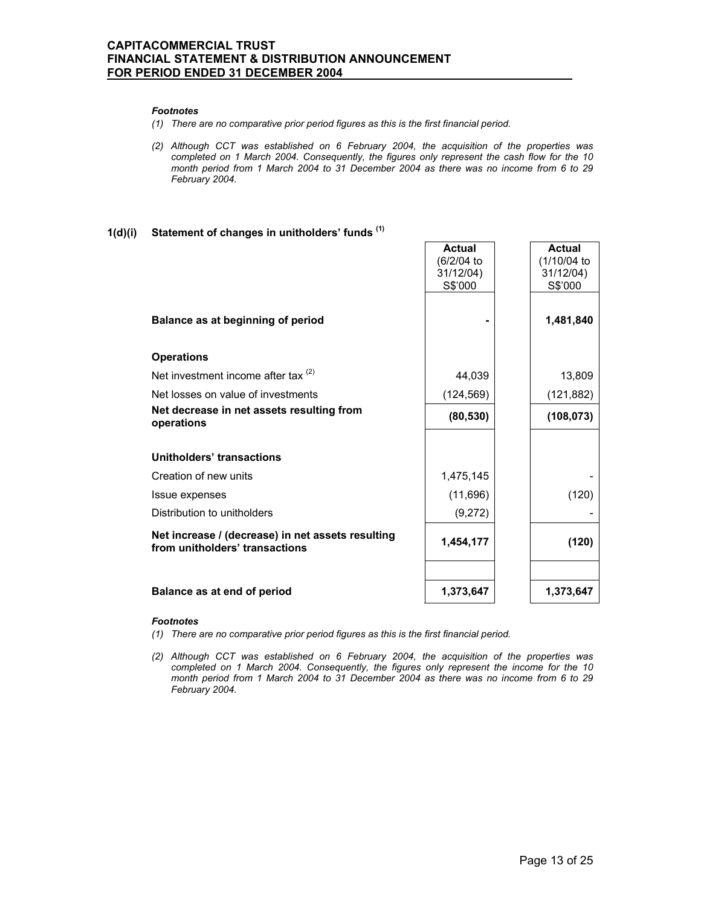*Footnotes*

*(1) There are no comparative prior period figures as this is the first financial period.*

*(2) Although CCT was established on 6 February 2004, the acquisition of the properties was completed on 1 March 2004. Consequently, the figures only represent the cash flow for the 10 month period from 1 March 2004 to 31 December 2004 as there was no income from 6 to 29 February 2004.*

## 1(d)(i) Statement of changes in unitholders' funds [1]

| | Actual (6/2/04 to 31/12/04) S$'000 | Actual (1/10/04 to 31/12/04) S$'000 |
|---|---|---|
| **Balance as at beginning of period** | **-** | **1,481,840** |
| **Operations** | | |
| Net investment income after tax [2] | 44,039 | 13,809 |
| Net losses on value of investments | (124,569) | (121,882) |
| **Net decrease in net assets resulting from operations** | **(80,530)** | **(108,073)** |
| **Unitholders' transactions** | | |
| Creation of new units | 1,475,145 | - |
| Issue expenses | (11,696) | (120) |
| Distribution to unitholders | (9,272) | - |
| **Net increase / (decrease) in net assets resulting from unitholders' transactions** | **1,454,177** | **(120)** |
| **Balance as at end of period** | **1,373,647** | **1,373,647** |

*Footnotes*

*(1) There are no comparative prior period figures as this is the first financial period.*

*(2) Although CCT was established on 6 February 2004, the acquisition of the properties was completed on 1 March 2004. Consequently, the figures only represent the income for the 10 month period from 1 March 2004 to 31 December 2004 as there was no income from 6 to 29 February 2004.*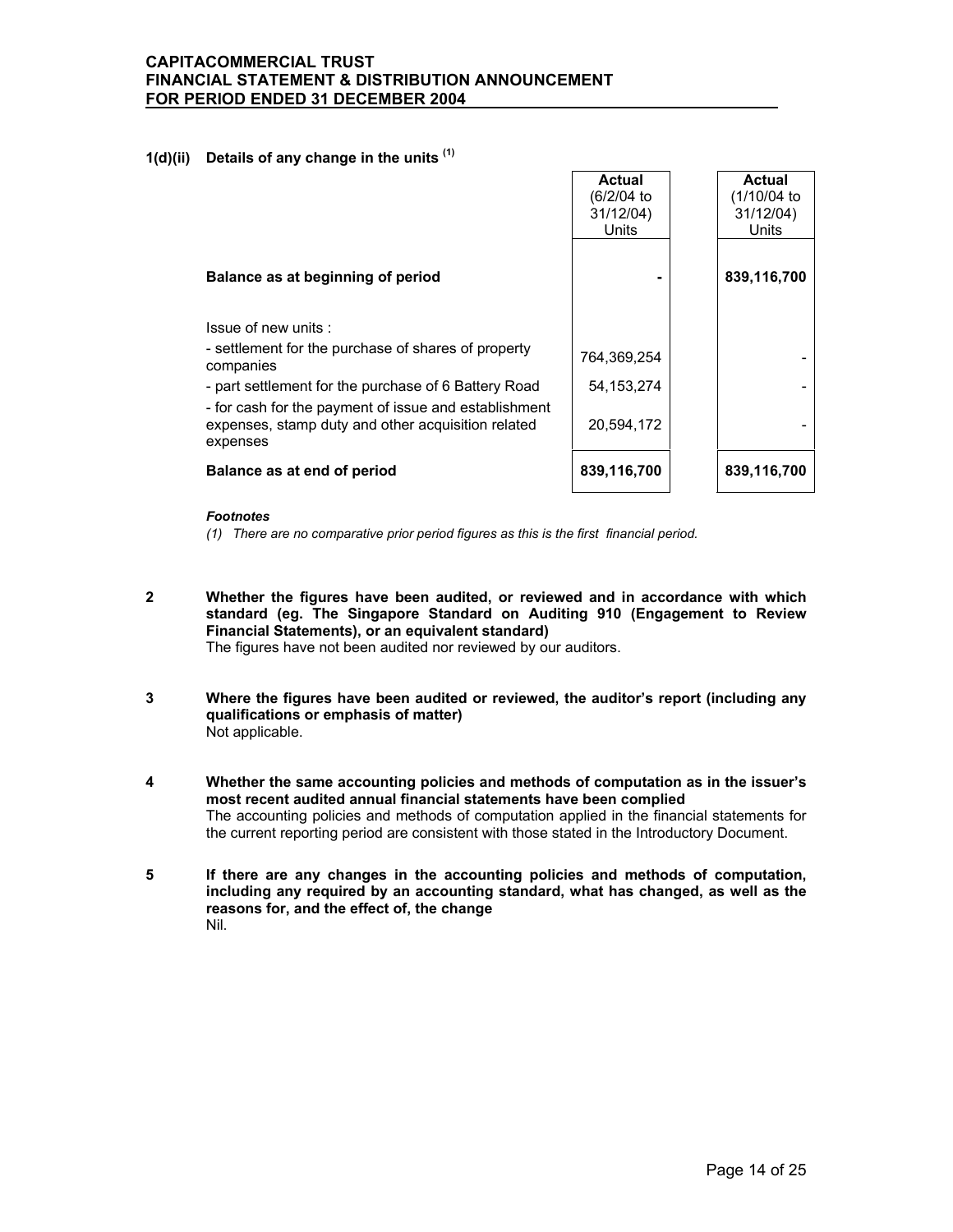### 1(d)(ii) Details of any change in the units [(1)]

| | Actual (6/2/04 to 31/12/04) Units | Actual (1/10/04 to 31/12/04) Units |
|---|---|---|
| **Balance as at beginning of period** | **-** | **839,116,700** |
| Issue of new units : | | |
| - settlement for the purchase of shares of property companies | 764,369,254 | - |
| - part settlement for the purchase of 6 Battery Road | 54,153,274 | - |
| - for cash for the payment of issue and establishment expenses, stamp duty and other acquisition related expenses | 20,594,172 | - |
| **Balance as at end of period** | **839,116,700** | **839,116,700** |

***Footnotes***

*(1) There are no comparative prior period figures as this is the first financial period.*

**2 Whether the figures have been audited, or reviewed and in accordance with which standard (eg. The Singapore Standard on Auditing 910 (Engagement to Review Financial Statements), or an equivalent standard)**

The figures have not been audited nor reviewed by our auditors.

**3 Where the figures have been audited or reviewed, the auditor's report (including any qualifications or emphasis of matter)**

Not applicable.

**4 Whether the same accounting policies and methods of computation as in the issuer's most recent audited annual financial statements have been complied**

The accounting policies and methods of computation applied in the financial statements for the current reporting period are consistent with those stated in the Introductory Document.

**5 If there are any changes in the accounting policies and methods of computation, including any required by an accounting standard, what has changed, as well as the reasons for, and the effect of, the change**

Nil.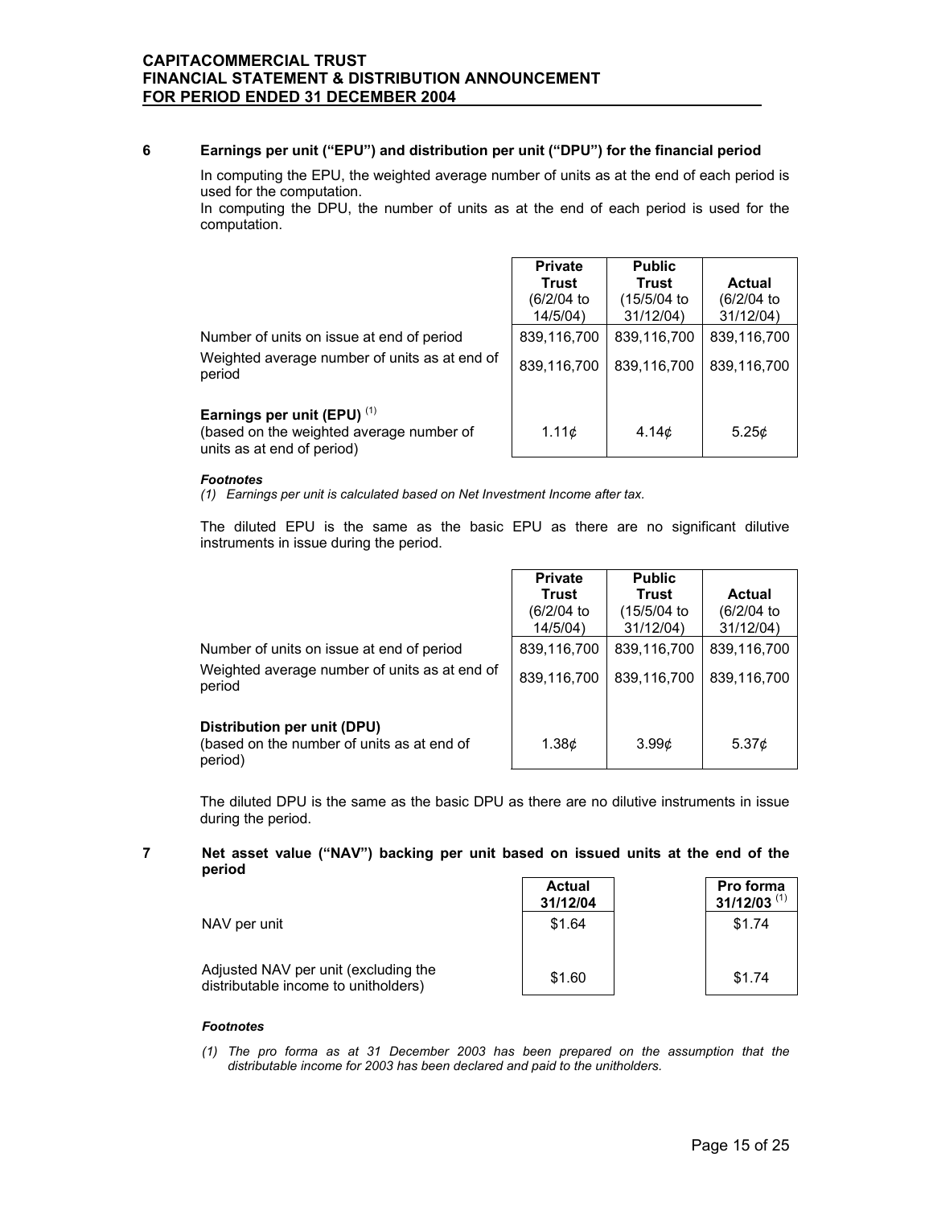## 6 Earnings per unit ("EPU") and distribution per unit ("DPU") for the financial period

In computing the EPU, the weighted average number of units as at the end of each period is used for the computation.
In computing the DPU, the number of units as at the end of each period is used for the computation.

| | Private Trust (6/2/04 to 14/5/04) | Public Trust (15/5/04 to 31/12/04) | Actual (6/2/04 to 31/12/04) |
|---|---|---|---|
| Number of units on issue at end of period | 839,116,700 | 839,116,700 | 839,116,700 |
| Weighted average number of units as at end of period | 839,116,700 | 839,116,700 | 839,116,700 |
| **Earnings per unit (EPU)** [1] (based on the weighted average number of units as at end of period) | 1.11¢ | 4.14¢ | 5.25¢ |

***Footnotes***

*(1) Earnings per unit is calculated based on Net Investment Income after tax.*

The diluted EPU is the same as the basic EPU as there are no significant dilutive instruments in issue during the period.

| | Private Trust (6/2/04 to 14/5/04) | Public Trust (15/5/04 to 31/12/04) | Actual (6/2/04 to 31/12/04) |
|---|---|---|---|
| Number of units on issue at end of period | 839,116,700 | 839,116,700 | 839,116,700 |
| Weighted average number of units as at end of period | 839,116,700 | 839,116,700 | 839,116,700 |
| **Distribution per unit (DPU)** (based on the number of units as at end of period) | 1.38¢ | 3.99¢ | 5.37¢ |

The diluted DPU is the same as the basic DPU as there are no dilutive instruments in issue during the period.

## 7 Net asset value ("NAV") backing per unit based on issued units at the end of the period

| | Actual 31/12/04 | Pro forma 31/12/03 [1] |
|---|---|---|
| NAV per unit | $1.64 | $1.74 |
| Adjusted NAV per unit (excluding the distributable income to unitholders) | $1.60 | $1.74 |

***Footnotes***

*(1) The pro forma as at 31 December 2003 has been prepared on the assumption that the distributable income for 2003 has been declared and paid to the unitholders.*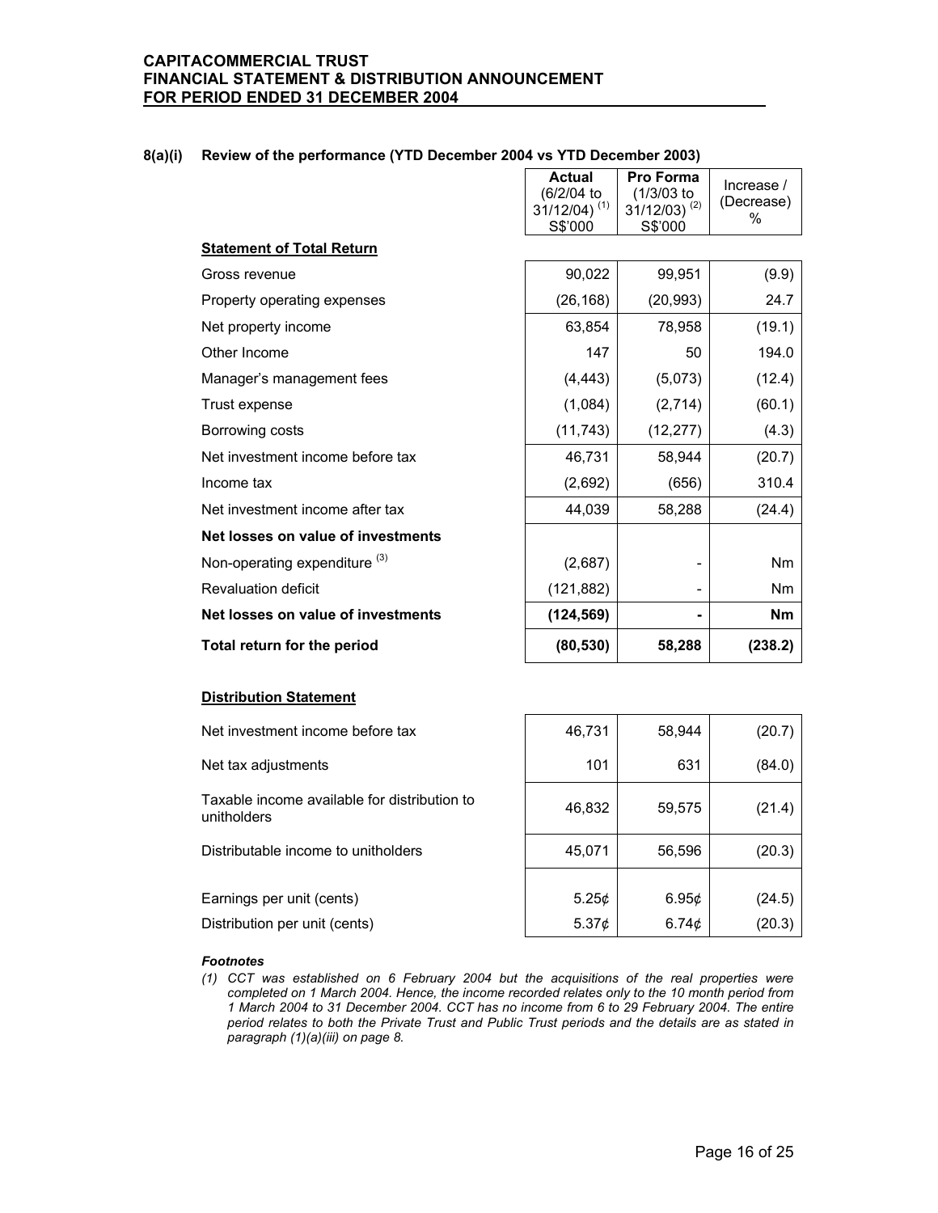### 8(a)(i) Review of the performance (YTD December 2004 vs YTD December 2003)

| | Actual (6/2/04 to 31/12/04) [(1)] S$'000 | Pro Forma (1/3/03 to 31/12/03) [(2)] S$'000 | Increase / (Decrease) % |
|---|---|---|---|
| **Statement of Total Return** | | | |
| Gross revenue | 90,022 | 99,951 | (9.9) |
| Property operating expenses | (26,168) | (20,993) | 24.7 |
| Net property income | 63,854 | 78,958 | (19.1) |
| Other Income | 147 | 50 | 194.0 |
| Manager's management fees | (4,443) | (5,073) | (12.4) |
| Trust expense | (1,084) | (2,714) | (60.1) |
| Borrowing costs | (11,743) | (12,277) | (4.3) |
| Net investment income before tax | 46,731 | 58,944 | (20.7) |
| Income tax | (2,692) | (656) | 310.4 |
| Net investment income after tax | 44,039 | 58,288 | (24.4) |
| **Net losses on value of investments** | | | |
| Non-operating expenditure [(3)] | (2,687) | - | Nm |
| Revaluation deficit | (121,882) | - | Nm |
| **Net losses on value of investments** | **(124,569)** | **-** | **Nm** |
| **Total return for the period** | **(80,530)** | **58,288** | **(238.2)** |
| **Distribution Statement** | | | |
| Net investment income before tax | 46,731 | 58,944 | (20.7) |
| Net tax adjustments | 101 | 631 | (84.0) |
| Taxable income available for distribution to unitholders | 46,832 | 59,575 | (21.4) |
| Distributable income to unitholders | 45,071 | 56,596 | (20.3) |
| Earnings per unit (cents) | 5.25¢ | 6.95¢ | (24.5) |
| Distribution per unit (cents) | 5.37¢ | 6.74¢ | (20.3) |

***Footnotes***

*(1) CCT was established on 6 February 2004 but the acquisitions of the real properties were completed on 1 March 2004. Hence, the income recorded relates only to the 10 month period from 1 March 2004 to 31 December 2004. CCT has no income from 6 to 29 February 2004. The entire period relates to both the Private Trust and Public Trust periods and the details are as stated in paragraph (1)(a)(iii) on page 8.*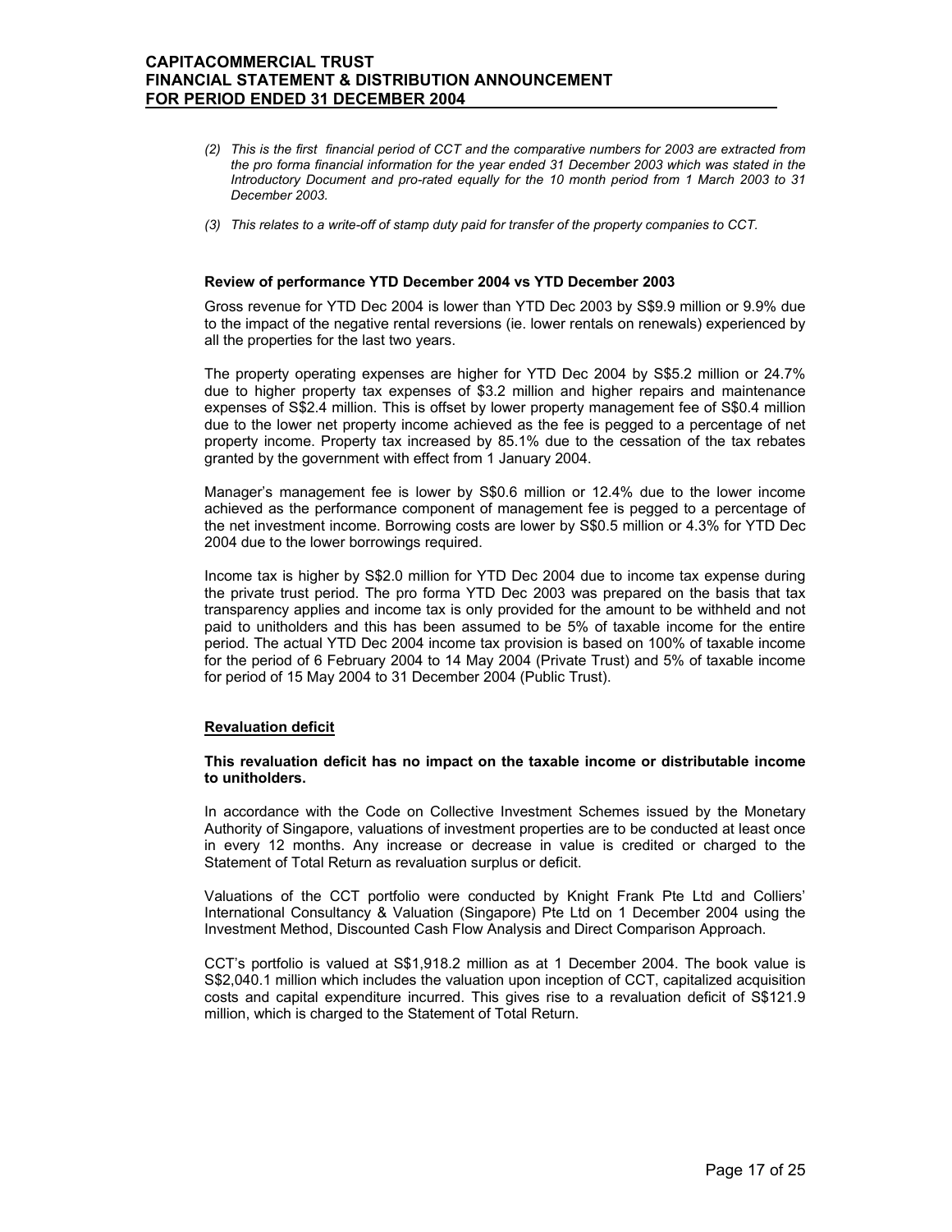*(2) This is the first financial period of CCT and the comparative numbers for 2003 are extracted from the pro forma financial information for the year ended 31 December 2003 which was stated in the Introductory Document and pro-rated equally for the 10 month period from 1 March 2003 to 31 December 2003.*

*(3) This relates to a write-off of stamp duty paid for transfer of the property companies to CCT.*

**Review of performance YTD December 2004 vs YTD December 2003**

Gross revenue for YTD Dec 2004 is lower than YTD Dec 2003 by S$9.9 million or 9.9% due to the impact of the negative rental reversions (ie. lower rentals on renewals) experienced by all the properties for the last two years.

The property operating expenses are higher for YTD Dec 2004 by S$5.2 million or 24.7% due to higher property tax expenses of $3.2 million and higher repairs and maintenance expenses of S$2.4 million. This is offset by lower property management fee of S$0.4 million due to the lower net property income achieved as the fee is pegged to a percentage of net property income. Property tax increased by 85.1% due to the cessation of the tax rebates granted by the government with effect from 1 January 2004.

Manager's management fee is lower by S$0.6 million or 12.4% due to the lower income achieved as the performance component of management fee is pegged to a percentage of the net investment income. Borrowing costs are lower by S$0.5 million or 4.3% for YTD Dec 2004 due to the lower borrowings required.

Income tax is higher by S$2.0 million for YTD Dec 2004 due to income tax expense during the private trust period. The pro forma YTD Dec 2003 was prepared on the basis that tax transparency applies and income tax is only provided for the amount to be withheld and not paid to unitholders and this has been assumed to be 5% of taxable income for the entire period. The actual YTD Dec 2004 income tax provision is based on 100% of taxable income for the period of 6 February 2004 to 14 May 2004 (Private Trust) and 5% of taxable income for period of 15 May 2004 to 31 December 2004 (Public Trust).

**Revaluation deficit**

**This revaluation deficit has no impact on the taxable income or distributable income to unitholders.**

In accordance with the Code on Collective Investment Schemes issued by the Monetary Authority of Singapore, valuations of investment properties are to be conducted at least once in every 12 months. Any increase or decrease in value is credited or charged to the Statement of Total Return as revaluation surplus or deficit.

Valuations of the CCT portfolio were conducted by Knight Frank Pte Ltd and Colliers' International Consultancy & Valuation (Singapore) Pte Ltd on 1 December 2004 using the Investment Method, Discounted Cash Flow Analysis and Direct Comparison Approach.

CCT's portfolio is valued at S$1,918.2 million as at 1 December 2004. The book value is S$2,040.1 million which includes the valuation upon inception of CCT, capitalized acquisition costs and capital expenditure incurred. This gives rise to a revaluation deficit of S$121.9 million, which is charged to the Statement of Total Return.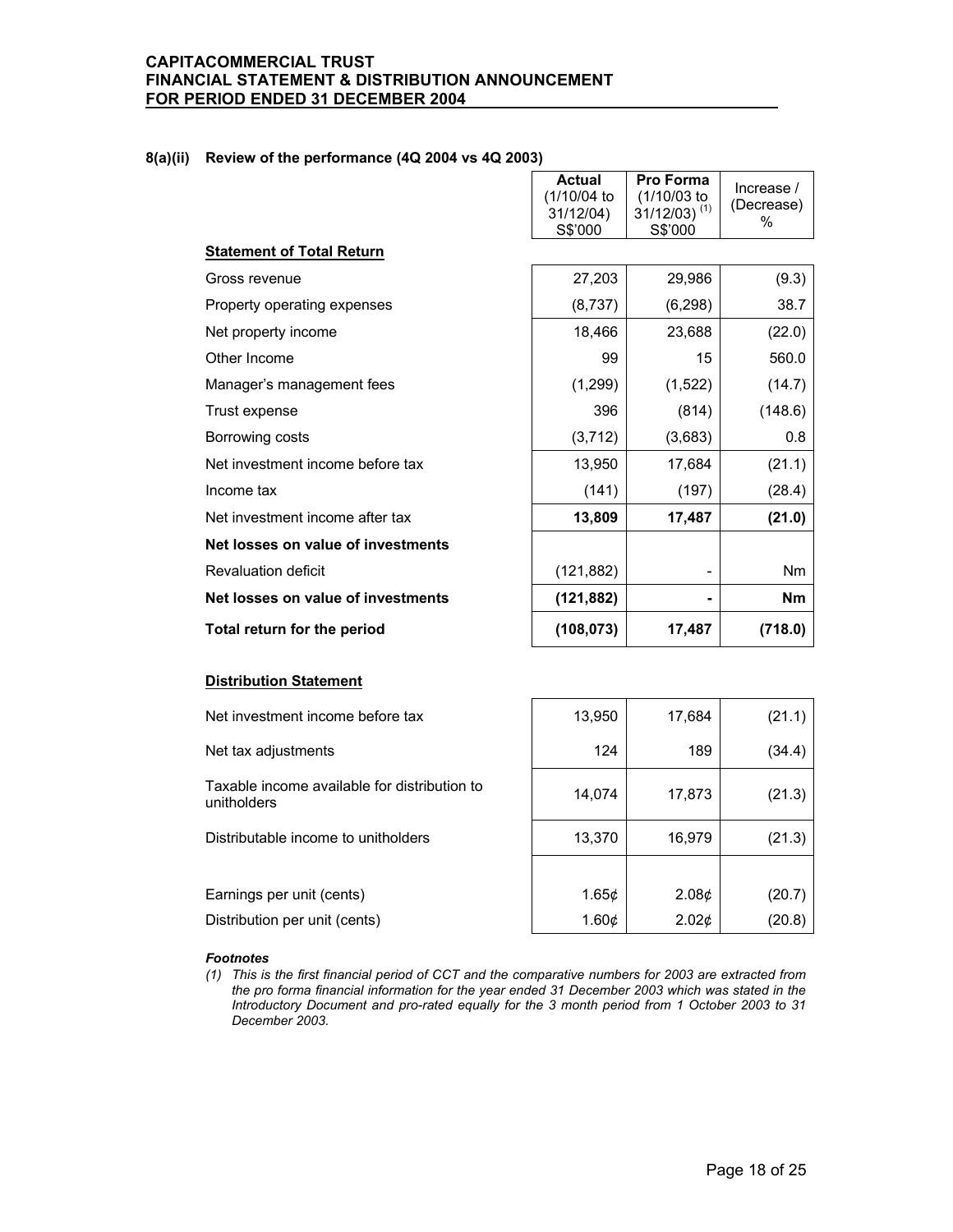**CAPITACOMMERCIAL TRUST**
**FINANCIAL STATEMENT & DISTRIBUTION ANNOUNCEMENT**
**FOR PERIOD ENDED 31 DECEMBER 2004**

### 8(a)(ii) Review of the performance (4Q 2004 vs 4Q 2003)

| | **Actual** (1/10/04 to 31/12/04) S$'000 | **Pro Forma** (1/10/03 to 31/12/03) [(1)] S$'000 | Increase / (Decrease) % |
|---|---|---|---|
| **Statement of Total Return** | | | |
| Gross revenue | 27,203 | 29,986 | (9.3) |
| Property operating expenses | (8,737) | (6,298) | 38.7 |
| Net property income | 18,466 | 23,688 | (22.0) |
| Other Income | 99 | 15 | 560.0 |
| Manager's management fees | (1,299) | (1,522) | (14.7) |
| Trust expense | 396 | (814) | (148.6) |
| Borrowing costs | (3,712) | (3,683) | 0.8 |
| Net investment income before tax | 13,950 | 17,684 | (21.1) |
| Income tax | (141) | (197) | (28.4) |
| Net investment income after tax | **13,809** | **17,487** | **(21.0)** |
| **Net losses on value of investments** | | | |
| Revaluation deficit | (121,882) | - | Nm |
| **Net losses on value of investments** | **(121,882)** | **-** | **Nm** |
| **Total return for the period** | **(108,073)** | **17,487** | **(718.0)** |
| **Distribution Statement** | | | |
| Net investment income before tax | 13,950 | 17,684 | (21.1) |
| Net tax adjustments | 124 | 189 | (34.4) |
| Taxable income available for distribution to unitholders | 14,074 | 17,873 | (21.3) |
| Distributable income to unitholders | 13,370 | 16,979 | (21.3) |
| Earnings per unit (cents) | 1.65¢ | 2.08¢ | (20.7) |
| Distribution per unit (cents) | 1.60¢ | 2.02¢ | (20.8) |

***Footnotes***

*(1) This is the first financial period of CCT and the comparative numbers for 2003 are extracted from the pro forma financial information for the year ended 31 December 2003 which was stated in the Introductory Document and pro-rated equally for the 3 month period from 1 October 2003 to 31 December 2003.*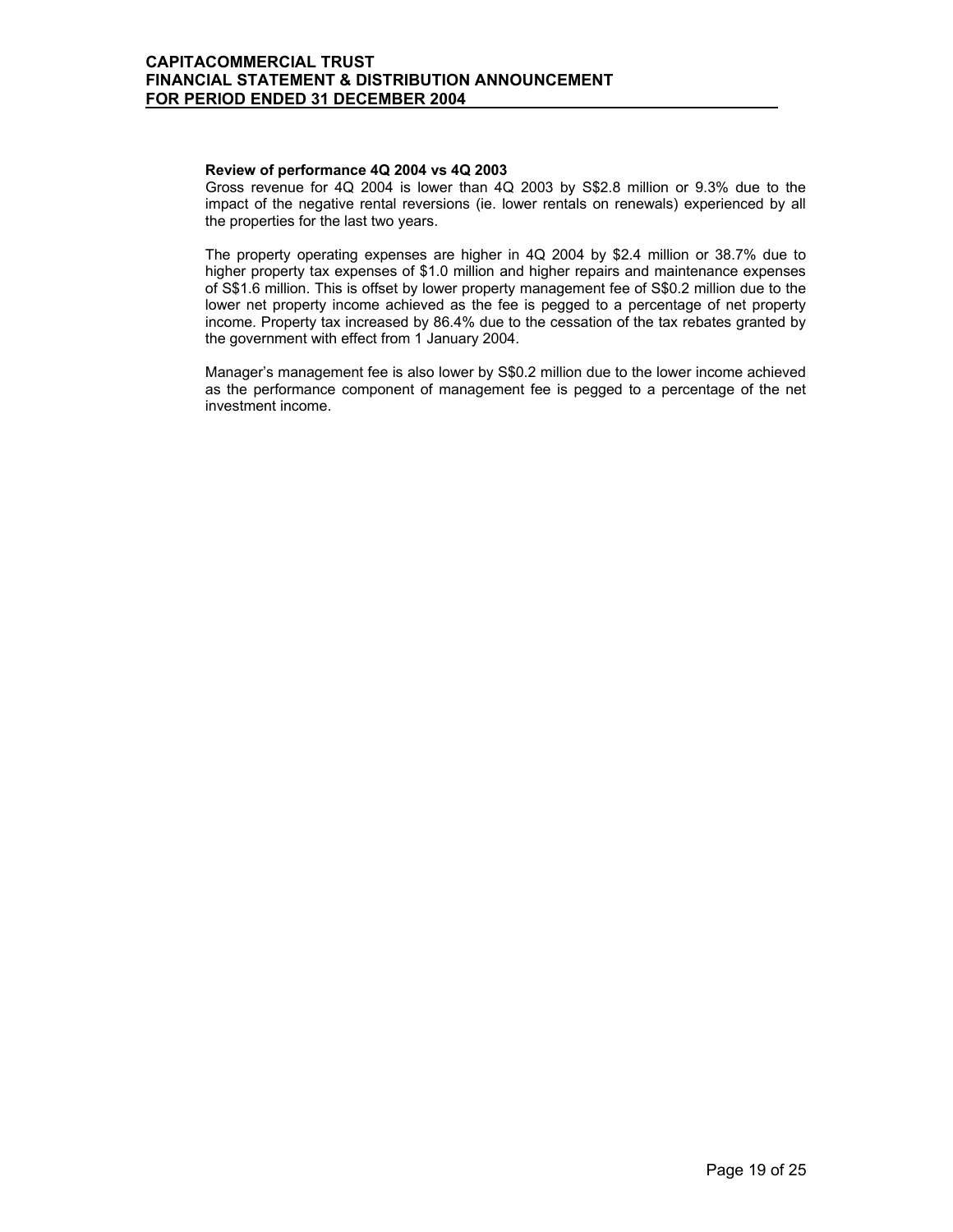**Review of performance 4Q 2004 vs 4Q 2003**

Gross revenue for 4Q 2004 is lower than 4Q 2003 by S$2.8 million or 9.3% due to the impact of the negative rental reversions (ie. lower rentals on renewals) experienced by all the properties for the last two years.

The property operating expenses are higher in 4Q 2004 by $2.4 million or 38.7% due to higher property tax expenses of $1.0 million and higher repairs and maintenance expenses of S$1.6 million. This is offset by lower property management fee of S$0.2 million due to the lower net property income achieved as the fee is pegged to a percentage of net property income. Property tax increased by 86.4% due to the cessation of the tax rebates granted by the government with effect from 1 January 2004.

Manager's management fee is also lower by S$0.2 million due to the lower income achieved as the performance component of management fee is pegged to a percentage of the net investment income.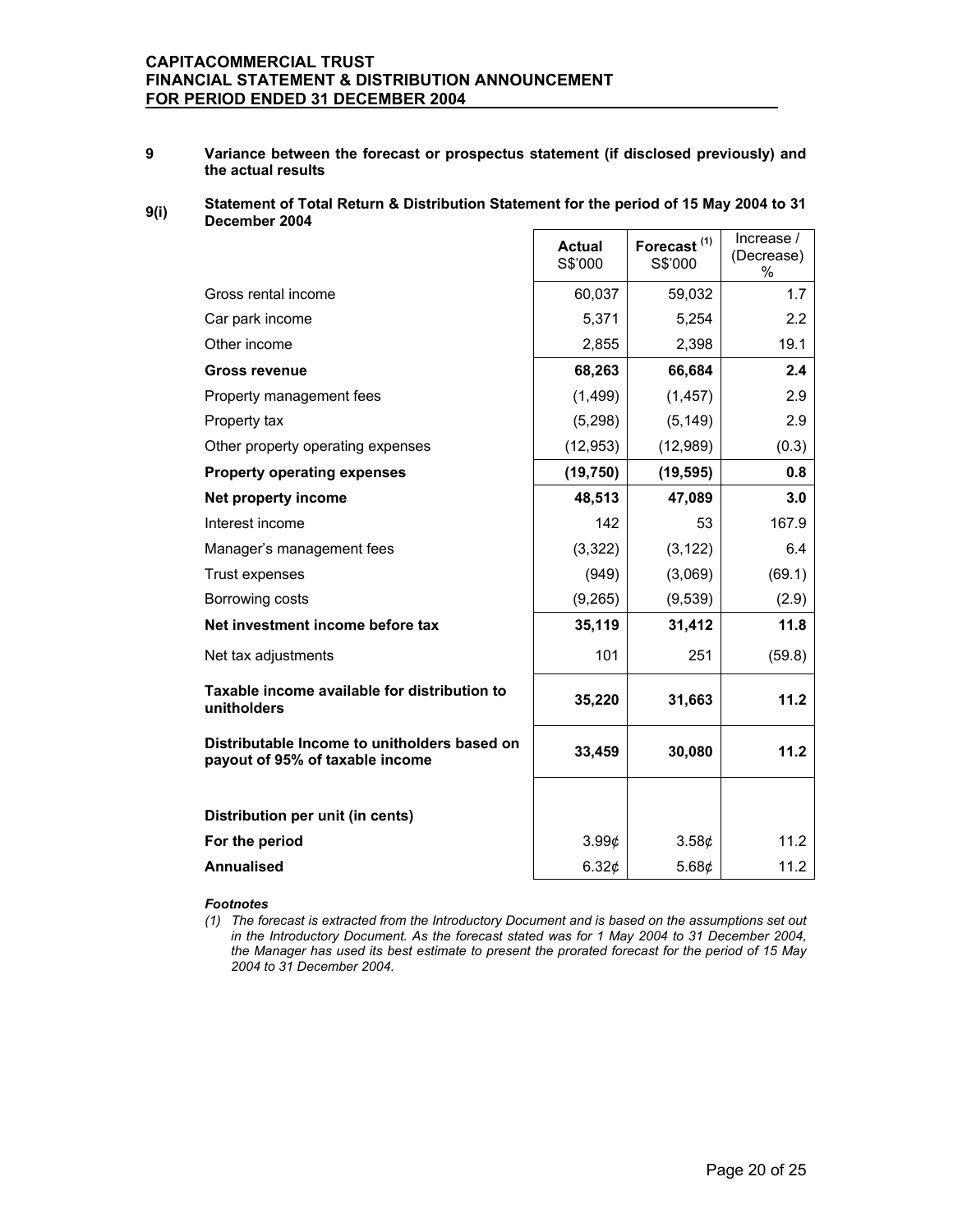**9 Variance between the forecast or prospectus statement (if disclosed previously) and the actual results**

**9(i) Statement of Total Return & Distribution Statement for the period of 15 May 2004 to 31 December 2004**

| | **Actual** S$'000 | **Forecast [(1)]** S$'000 | Increase / (Decrease) % |
|---|---|---|---|
| Gross rental income | 60,037 | 59,032 | 1.7 |
| Car park income | 5,371 | 5,254 | 2.2 |
| Other income | 2,855 | 2,398 | 19.1 |
| **Gross revenue** | **68,263** | **66,684** | **2.4** |
| Property management fees | (1,499) | (1,457) | 2.9 |
| Property tax | (5,298) | (5,149) | 2.9 |
| Other property operating expenses | (12,953) | (12,989) | (0.3) |
| **Property operating expenses** | **(19,750)** | **(19,595)** | **0.8** |
| **Net property income** | **48,513** | **47,089** | **3.0** |
| Interest income | 142 | 53 | 167.9 |
| Manager's management fees | (3,322) | (3,122) | 6.4 |
| Trust expenses | (949) | (3,069) | (69.1) |
| Borrowing costs | (9,265) | (9,539) | (2.9) |
| **Net investment income before tax** | **35,119** | **31,412** | **11.8** |
| Net tax adjustments | 101 | 251 | (59.8) |
| **Taxable income available for distribution to unitholders** | **35,220** | **31,663** | **11.2** |
| **Distributable Income to unitholders based on payout of 95% of taxable income** | **33,459** | **30,080** | **11.2** |
| | | | |
| **Distribution per unit (in cents)** | | | |
| **For the period** | 3.99¢ | 3.58¢ | 11.2 |
| **Annualised** | 6.32¢ | 5.68¢ | 11.2 |

***Footnotes***

*(1) The forecast is extracted from the Introductory Document and is based on the assumptions set out in the Introductory Document. As the forecast stated was for 1 May 2004 to 31 December 2004, the Manager has used its best estimate to present the prorated forecast for the period of 15 May 2004 to 31 December 2004.*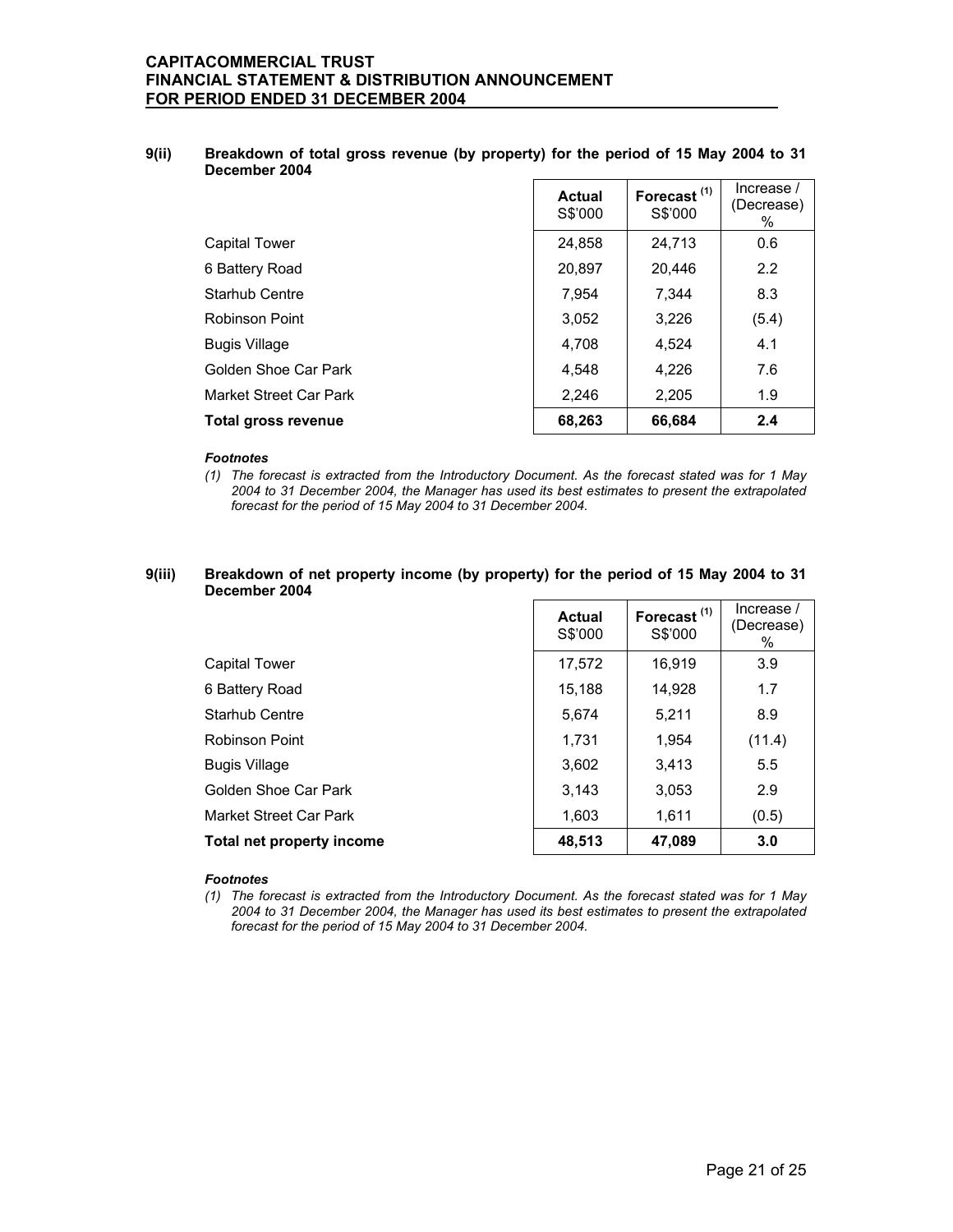### 9(ii) Breakdown of total gross revenue (by property) for the period of 15 May 2004 to 31 December 2004

| | Actual S$'000 | Forecast [(1)] S$'000 | Increase / (Decrease) % |
|---|---|---|---|
| Capital Tower | 24,858 | 24,713 | 0.6 |
| 6 Battery Road | 20,897 | 20,446 | 2.2 |
| Starhub Centre | 7,954 | 7,344 | 8.3 |
| Robinson Point | 3,052 | 3,226 | (5.4) |
| Bugis Village | 4,708 | 4,524 | 4.1 |
| Golden Shoe Car Park | 4,548 | 4,226 | 7.6 |
| Market Street Car Park | 2,246 | 2,205 | 1.9 |
| **Total gross revenue** | **68,263** | **66,684** | **2.4** |

***Footnotes***

*(1) The forecast is extracted from the Introductory Document. As the forecast stated was for 1 May 2004 to 31 December 2004, the Manager has used its best estimates to present the extrapolated forecast for the period of 15 May 2004 to 31 December 2004.*

### 9(iii) Breakdown of net property income (by property) for the period of 15 May 2004 to 31 December 2004

| | Actual S$'000 | Forecast [(1)] S$'000 | Increase / (Decrease) % |
|---|---|---|---|
| Capital Tower | 17,572 | 16,919 | 3.9 |
| 6 Battery Road | 15,188 | 14,928 | 1.7 |
| Starhub Centre | 5,674 | 5,211 | 8.9 |
| Robinson Point | 1,731 | 1,954 | (11.4) |
| Bugis Village | 3,602 | 3,413 | 5.5 |
| Golden Shoe Car Park | 3,143 | 3,053 | 2.9 |
| Market Street Car Park | 1,603 | 1,611 | (0.5) |
| **Total net property income** | **48,513** | **47,089** | **3.0** |

***Footnotes***

*(1) The forecast is extracted from the Introductory Document. As the forecast stated was for 1 May 2004 to 31 December 2004, the Manager has used its best estimates to present the extrapolated forecast for the period of 15 May 2004 to 31 December 2004.*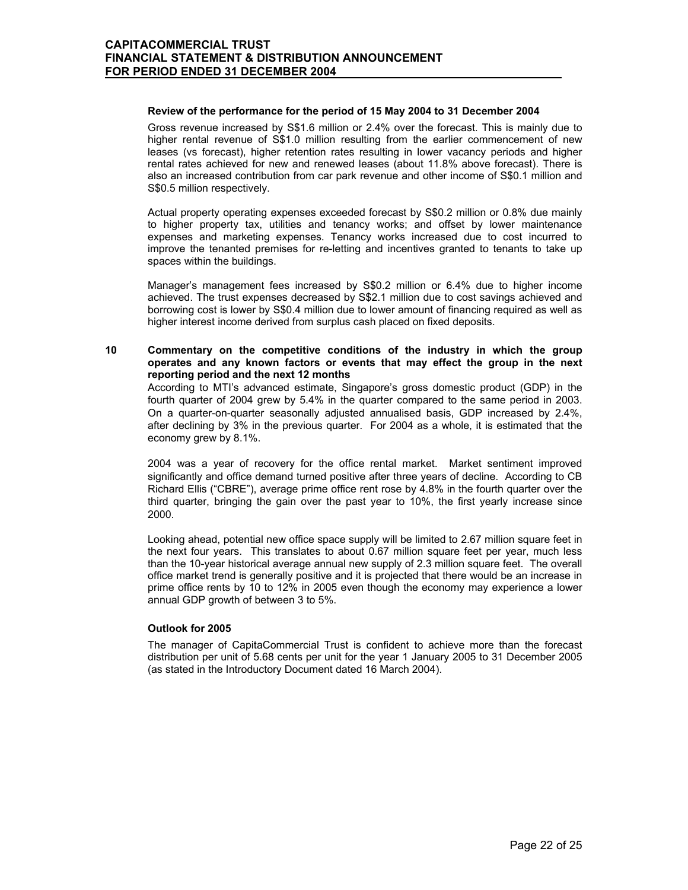**Review of the performance for the period of 15 May 2004 to 31 December 2004**

Gross revenue increased by S$1.6 million or 2.4% over the forecast. This is mainly due to higher rental revenue of S$1.0 million resulting from the earlier commencement of new leases (vs forecast), higher retention rates resulting in lower vacancy periods and higher rental rates achieved for new and renewed leases (about 11.8% above forecast). There is also an increased contribution from car park revenue and other income of S$0.1 million and S$0.5 million respectively.

Actual property operating expenses exceeded forecast by S$0.2 million or 0.8% due mainly to higher property tax, utilities and tenancy works; and offset by lower maintenance expenses and marketing expenses. Tenancy works increased due to cost incurred to improve the tenanted premises for re-letting and incentives granted to tenants to take up spaces within the buildings.

Manager's management fees increased by S$0.2 million or 6.4% due to higher income achieved. The trust expenses decreased by S$2.1 million due to cost savings achieved and borrowing cost is lower by S$0.4 million due to lower amount of financing required as well as higher interest income derived from surplus cash placed on fixed deposits.

## 10 Commentary on the competitive conditions of the industry in which the group operates and any known factors or events that may effect the group in the next reporting period and the next 12 months

According to MTI's advanced estimate, Singapore's gross domestic product (GDP) in the fourth quarter of 2004 grew by 5.4% in the quarter compared to the same period in 2003. On a quarter-on-quarter seasonally adjusted annualised basis, GDP increased by 2.4%, after declining by 3% in the previous quarter. For 2004 as a whole, it is estimated that the economy grew by 8.1%.

2004 was a year of recovery for the office rental market. Market sentiment improved significantly and office demand turned positive after three years of decline. According to CB Richard Ellis ("CBRE"), average prime office rent rose by 4.8% in the fourth quarter over the third quarter, bringing the gain over the past year to 10%, the first yearly increase since 2000.

Looking ahead, potential new office space supply will be limited to 2.67 million square feet in the next four years. This translates to about 0.67 million square feet per year, much less than the 10-year historical average annual new supply of 2.3 million square feet. The overall office market trend is generally positive and it is projected that there would be an increase in prime office rents by 10 to 12% in 2005 even though the economy may experience a lower annual GDP growth of between 3 to 5%.

**Outlook for 2005**

The manager of CapitaCommercial Trust is confident to achieve more than the forecast distribution per unit of 5.68 cents per unit for the year 1 January 2005 to 31 December 2005 (as stated in the Introductory Document dated 16 March 2004).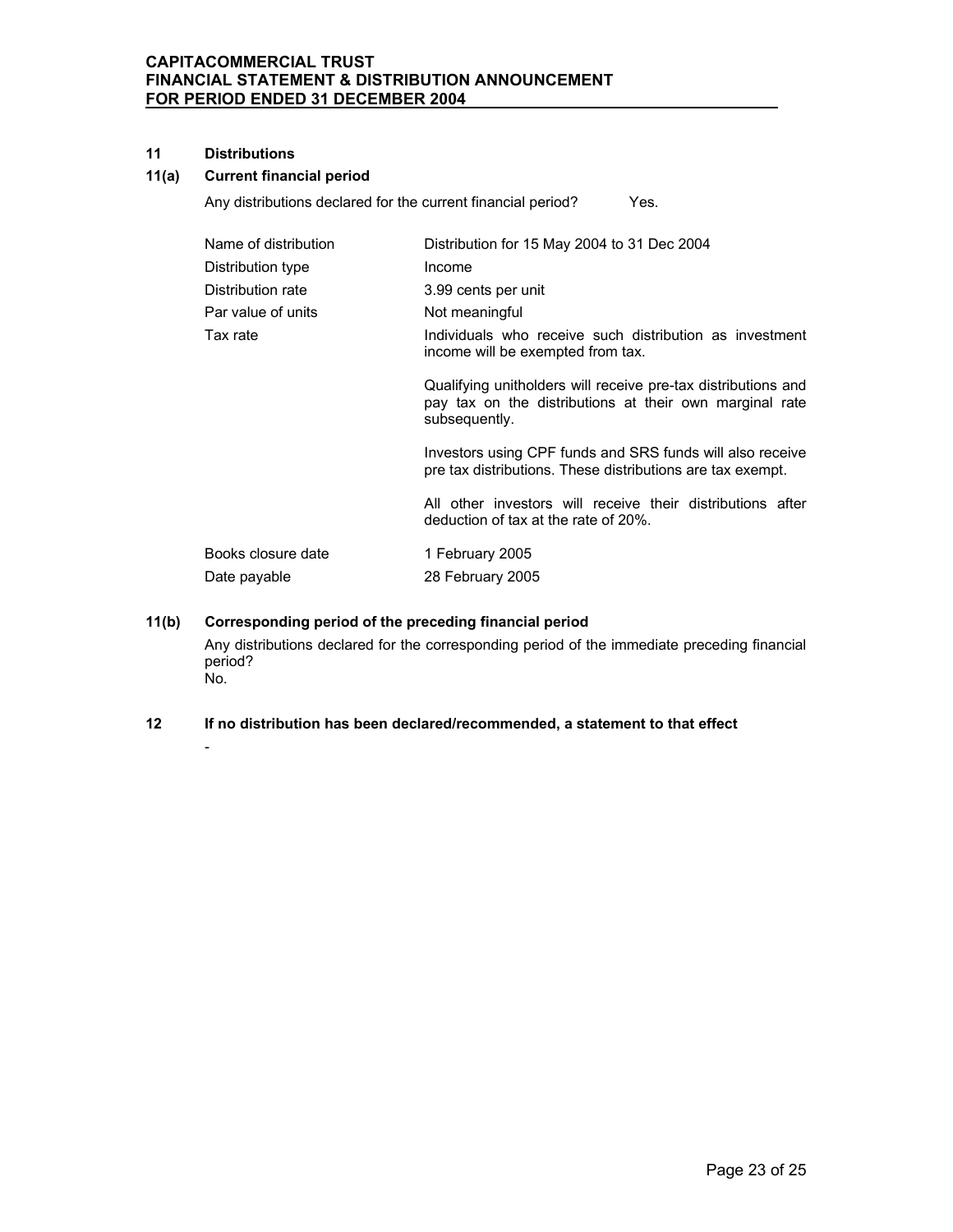## 11 Distributions

### 11(a) Current financial period

Any distributions declared for the current financial period? Yes.

| | |
|---|---|
| Name of distribution | Distribution for 15 May 2004 to 31 Dec 2004 |
| Distribution type | Income |
| Distribution rate | 3.99 cents per unit |
| Par value of units | Not meaningful |
| Tax rate | Individuals who receive such distribution as investment income will be exempted from tax.<br><br>Qualifying unitholders will receive pre-tax distributions and pay tax on the distributions at their own marginal rate subsequently.<br><br>Investors using CPF funds and SRS funds will also receive pre tax distributions. These distributions are tax exempt.<br><br>All other investors will receive their distributions after deduction of tax at the rate of 20%. |
| Books closure date | 1 February 2005 |
| Date payable | 28 February 2005 |

### 11(b) Corresponding period of the preceding financial period

Any distributions declared for the corresponding period of the immediate preceding financial period?
No.

## 12 If no distribution has been declared/recommended, a statement to that effect

-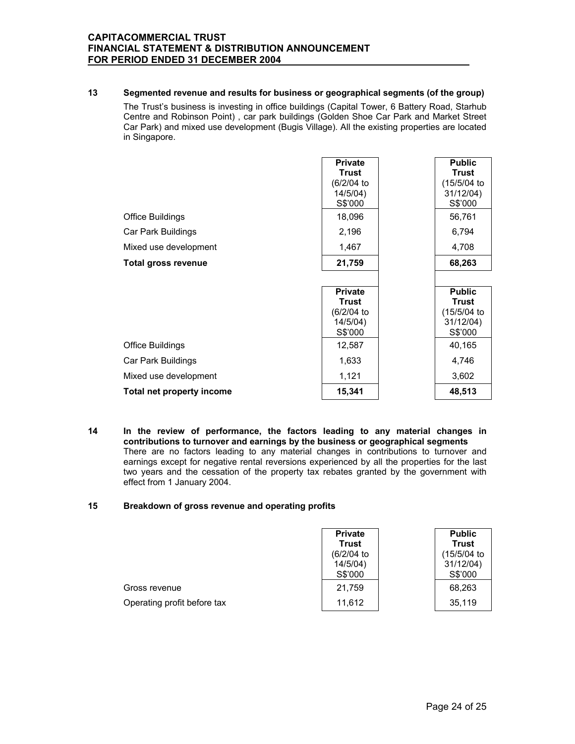## 13 Segmented revenue and results for business or geographical segments (of the group)

The Trust's business is investing in office buildings (Capital Tower, 6 Battery Road, Starhub Centre and Robinson Point) , car park buildings (Golden Shoe Car Park and Market Street Car Park) and mixed use development (Bugis Village). All the existing properties are located in Singapore.

| | Private Trust (6/2/04 to 14/5/04) S$'000 | Public Trust (15/5/04 to 31/12/04) S$'000 |
|---|---|---|
| Office Buildings | 18,096 | 56,761 |
| Car Park Buildings | 2,196 | 6,794 |
| Mixed use development | 1,467 | 4,708 |
| **Total gross revenue** | **21,759** | **68,263** |

| | Private Trust (6/2/04 to 14/5/04) S$'000 | Public Trust (15/5/04 to 31/12/04) S$'000 |
|---|---|---|
| Office Buildings | 12,587 | 40,165 |
| Car Park Buildings | 1,633 | 4,746 |
| Mixed use development | 1,121 | 3,602 |
| **Total net property income** | **15,341** | **48,513** |

## 14 In the review of performance, the factors leading to any material changes in contributions to turnover and earnings by the business or geographical segments

There are no factors leading to any material changes in contributions to turnover and earnings except for negative rental reversions experienced by all the properties for the last two years and the cessation of the property tax rebates granted by the government with effect from 1 January 2004.

## 15 Breakdown of gross revenue and operating profits

| | Private Trust (6/2/04 to 14/5/04) S$'000 | Public Trust (15/5/04 to 31/12/04) S$'000 |
|---|---|---|
| Gross revenue | 21,759 | 68,263 |
| Operating profit before tax | 11,612 | 35,119 |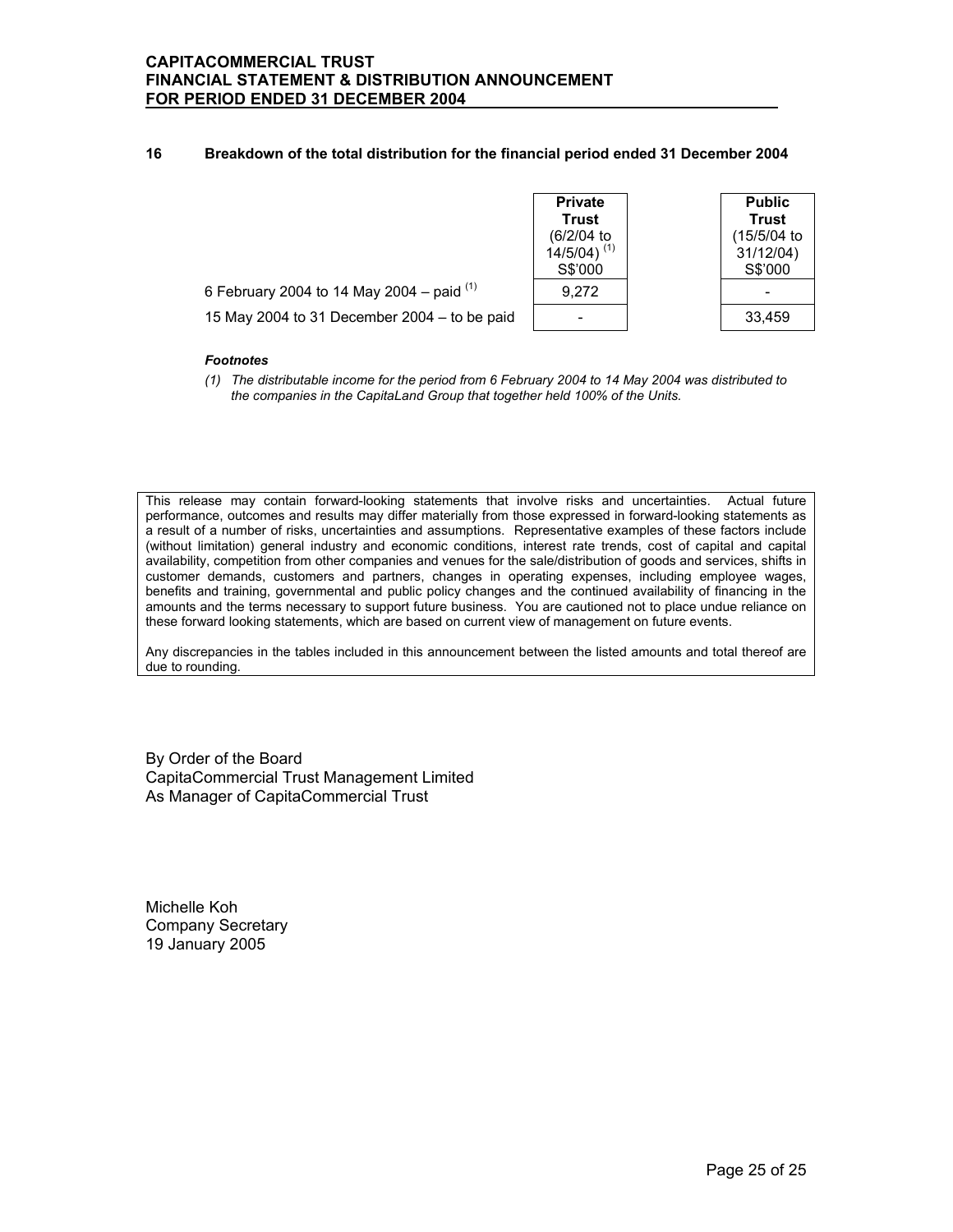## 16 Breakdown of the total distribution for the financial period ended 31 December 2004

| | Private Trust (6/2/04 to 14/5/04) [(1)] S$'000 | Public Trust (15/5/04 to 31/12/04) S$'000 |
|---|---|---|
| 6 February 2004 to 14 May 2004 – paid [(1)] | 9,272 | - |
| 15 May 2004 to 31 December 2004 – to be paid | - | 33,459 |

***Footnotes***

*(1) The distributable income for the period from 6 February 2004 to 14 May 2004 was distributed to the companies in the CapitaLand Group that together held 100% of the Units.*

This release may contain forward-looking statements that involve risks and uncertainties. Actual future performance, outcomes and results may differ materially from those expressed in forward-looking statements as a result of a number of risks, uncertainties and assumptions. Representative examples of these factors include (without limitation) general industry and economic conditions, interest rate trends, cost of capital and capital availability, competition from other companies and venues for the sale/distribution of goods and services, shifts in customer demands, customers and partners, changes in operating expenses, including employee wages, benefits and training, governmental and public policy changes and the continued availability of financing in the amounts and the terms necessary to support future business. You are cautioned not to place undue reliance on these forward looking statements, which are based on current view of management on future events.

Any discrepancies in the tables included in this announcement between the listed amounts and total thereof are due to rounding.

By Order of the Board
CapitaCommercial Trust Management Limited
As Manager of CapitaCommercial Trust

Michelle Koh
Company Secretary
19 January 2005